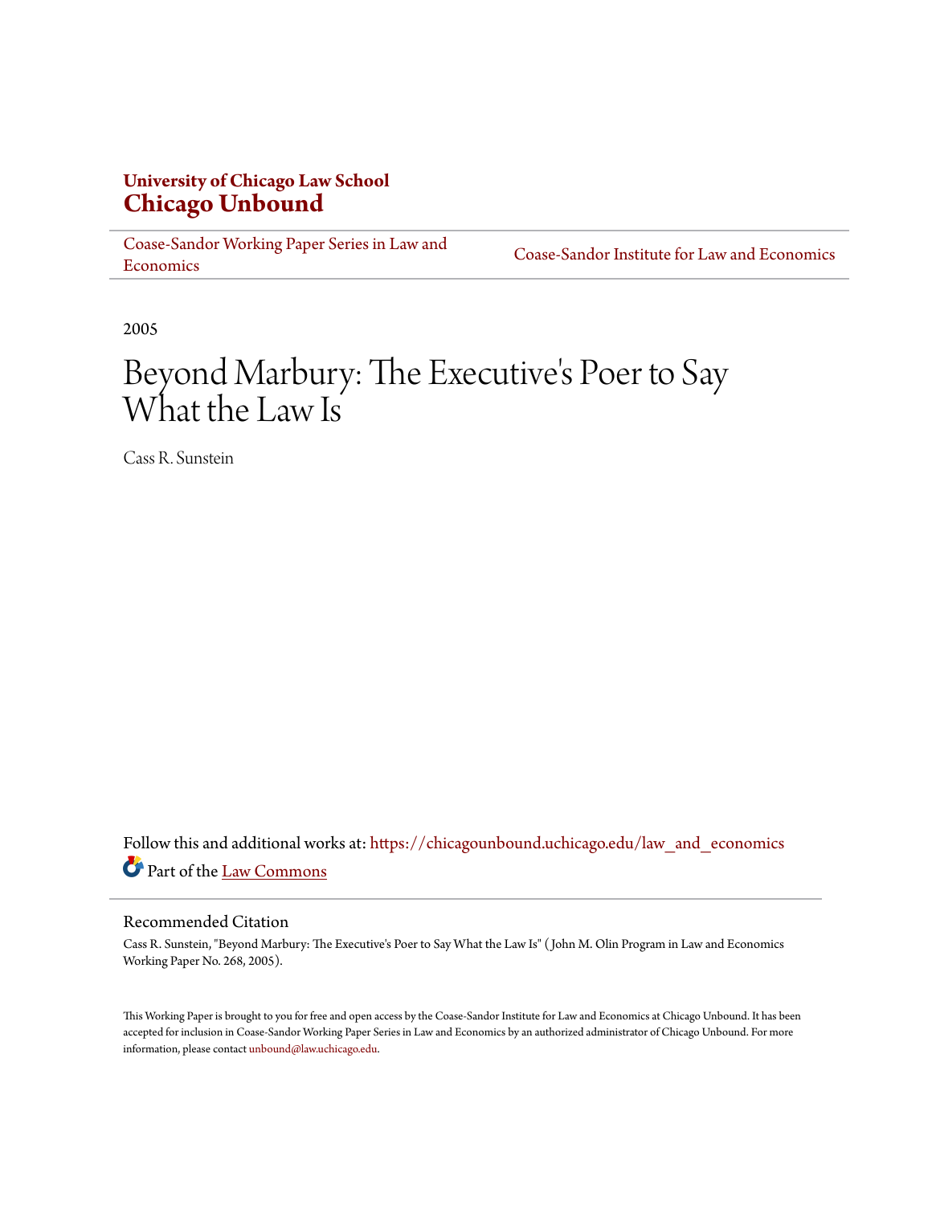**University of Chicago Law School**
**Chicago Unbound**

Coase-Sandor Working Paper Series in Law and Economics | Coase-Sandor Institute for Law and Economics

2005

# Beyond Marbury: The Executive's Poer to Say What the Law Is

Cass R. Sunstein

Follow this and additional works at: https://chicagounbound.uchicago.edu/law_and_economics

Part of the Law Commons

## Recommended Citation

Cass R. Sunstein, "Beyond Marbury: The Executive's Poer to Say What the Law Is" (John M. Olin Program in Law and Economics Working Paper No. 268, 2005).

This Working Paper is brought to you for free and open access by the Coase-Sandor Institute for Law and Economics at Chicago Unbound. It has been accepted for inclusion in Coase-Sandor Working Paper Series in Law and Economics by an authorized administrator of Chicago Unbound. For more information, please contact unbound@law.uchicago.edu.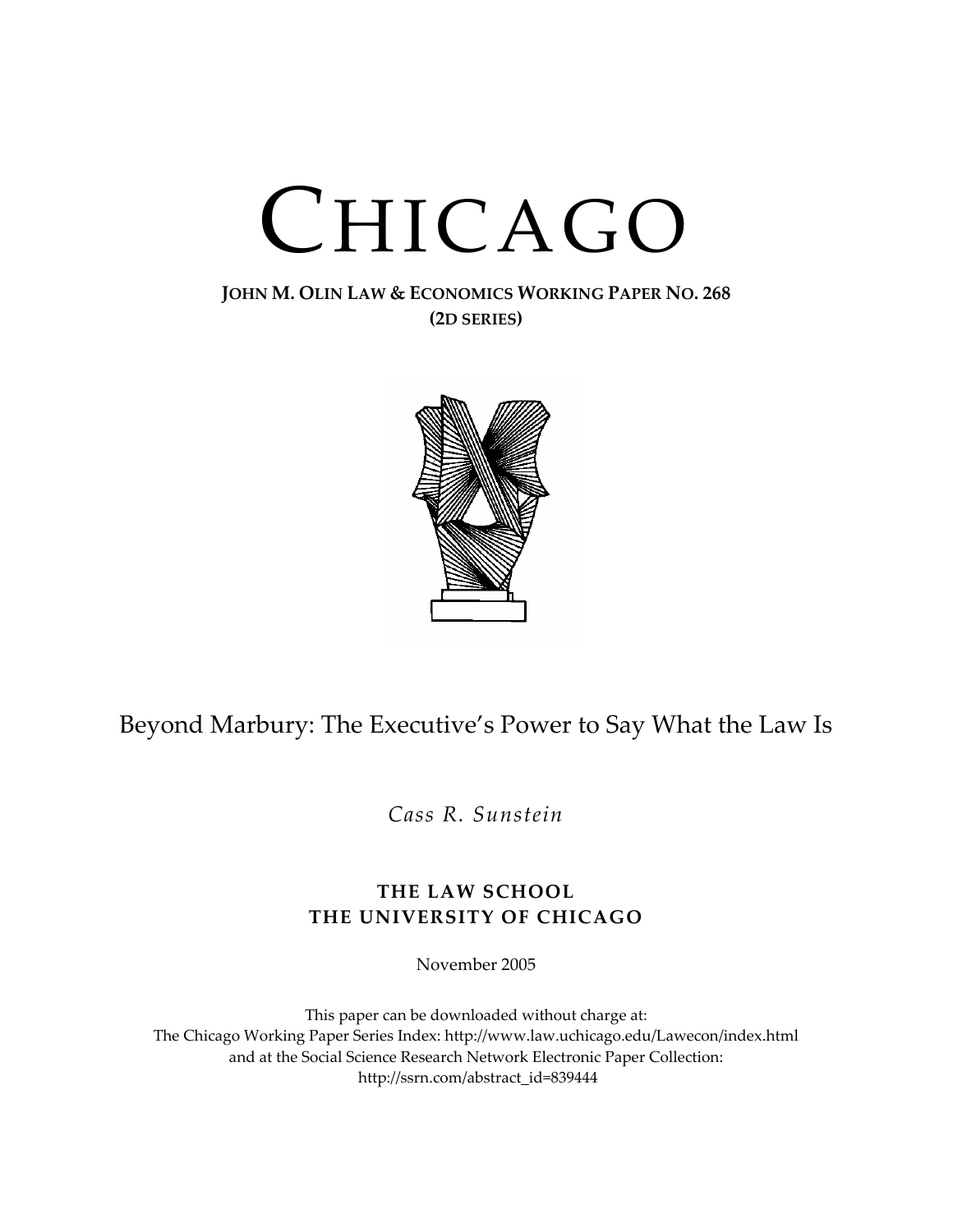# CHICAGO

**JOHN M. OLIN LAW & ECONOMICS WORKING PAPER NO. 268**
**(2D SERIES)**

Beyond Marbury: The Executive's Power to Say What the Law Is

*Cass R. Sunstein*

**THE LAW SCHOOL**
**THE UNIVERSITY OF CHICAGO**

November 2005

This paper can be downloaded without charge at:
The Chicago Working Paper Series Index: http://www.law.uchicago.edu/Lawecon/index.html
and at the Social Science Research Network Electronic Paper Collection:
http://ssrn.com/abstract_id=839444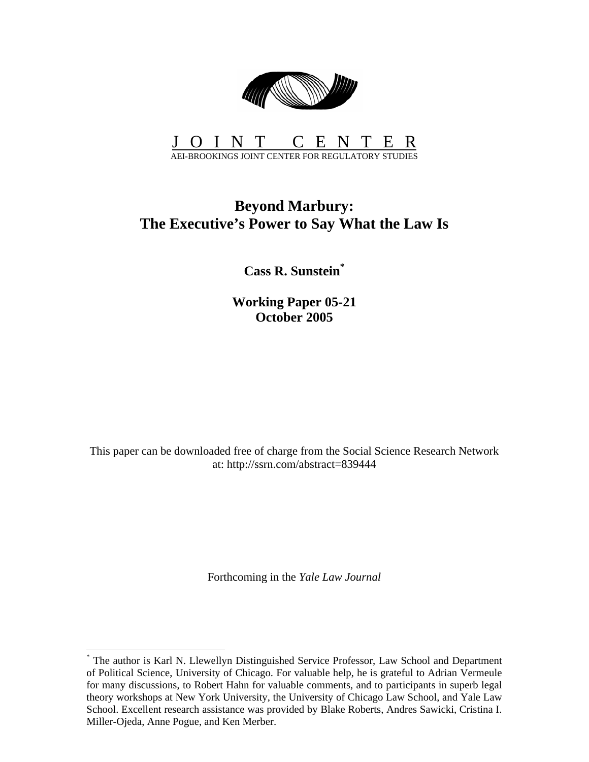# JOINT CENTER

AEI-BROOKINGS JOINT CENTER FOR REGULATORY STUDIES

## Beyond Marbury:
## The Executive's Power to Say What the Law Is

**Cass R. Sunstein***

**Working Paper 05-21**
**October 2005**

This paper can be downloaded free of charge from the Social Science Research Network at: http://ssrn.com/abstract=839444

Forthcoming in the *Yale Law Journal*

---

* The author is Karl N. Llewellyn Distinguished Service Professor, Law School and Department of Political Science, University of Chicago. For valuable help, he is grateful to Adrian Vermeule for many discussions, to Robert Hahn for valuable comments, and to participants in superb legal theory workshops at New York University, the University of Chicago Law School, and Yale Law School. Excellent research assistance was provided by Blake Roberts, Andres Sawicki, Cristina I. Miller-Ojeda, Anne Pogue, and Ken Merber.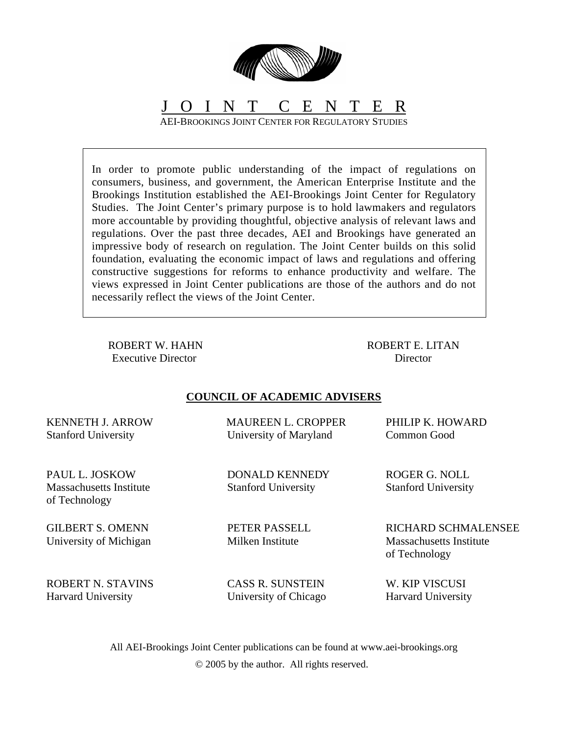# JOINT CENTER

AEI-BROOKINGS JOINT CENTER FOR REGULATORY STUDIES

In order to promote public understanding of the impact of regulations on consumers, business, and government, the American Enterprise Institute and the Brookings Institution established the AEI-Brookings Joint Center for Regulatory Studies. The Joint Center's primary purpose is to hold lawmakers and regulators more accountable by providing thoughtful, objective analysis of relevant laws and regulations. Over the past three decades, AEI and Brookings have generated an impressive body of research on regulation. The Joint Center builds on this solid foundation, evaluating the economic impact of laws and regulations and offering constructive suggestions for reforms to enhance productivity and welfare. The views expressed in Joint Center publications are those of the authors and do not necessarily reflect the views of the Joint Center.

ROBERT W. HAHN
Executive Director

ROBERT E. LITAN
Director

## COUNCIL OF ACADEMIC ADVISERS

KENNETH J. ARROW
Stanford University

MAUREEN L. CROPPER
University of Maryland

PHILIP K. HOWARD
Common Good

PAUL L. JOSKOW
Massachusetts Institute of Technology

DONALD KENNEDY
Stanford University

ROGER G. NOLL
Stanford University

GILBERT S. OMENN
University of Michigan

PETER PASSELL
Milken Institute

RICHARD SCHMALENSEE
Massachusetts Institute of Technology

ROBERT N. STAVINS
Harvard University

CASS R. SUNSTEIN
University of Chicago

W. KIP VISCUSI
Harvard University

All AEI-Brookings Joint Center publications can be found at www.aei-brookings.org

© 2005 by the author. All rights reserved.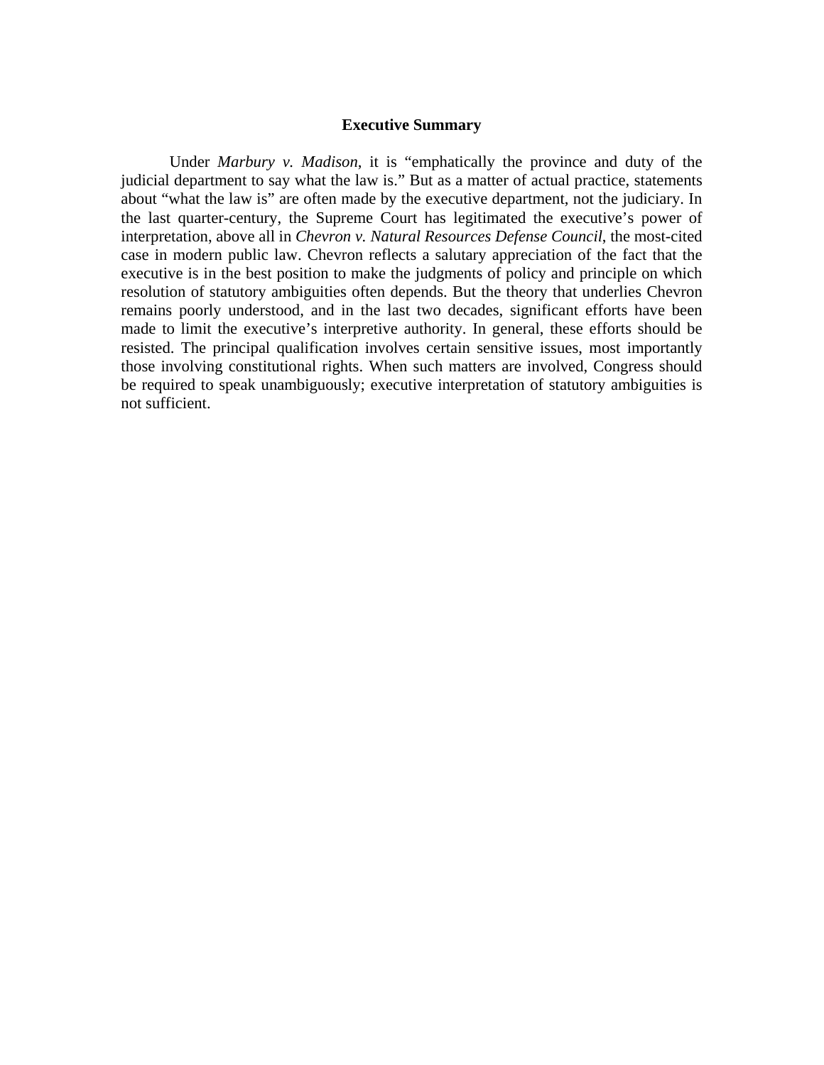## Executive Summary

Under *Marbury v. Madison*, it is "emphatically the province and duty of the judicial department to say what the law is." But as a matter of actual practice, statements about "what the law is" are often made by the executive department, not the judiciary. In the last quarter-century, the Supreme Court has legitimated the executive's power of interpretation, above all in *Chevron v. Natural Resources Defense Council*, the most-cited case in modern public law. Chevron reflects a salutary appreciation of the fact that the executive is in the best position to make the judgments of policy and principle on which resolution of statutory ambiguities often depends. But the theory that underlies Chevron remains poorly understood, and in the last two decades, significant efforts have been made to limit the executive's interpretive authority. In general, these efforts should be resisted. The principal qualification involves certain sensitive issues, most importantly those involving constitutional rights. When such matters are involved, Congress should be required to speak unambiguously; executive interpretation of statutory ambiguities is not sufficient.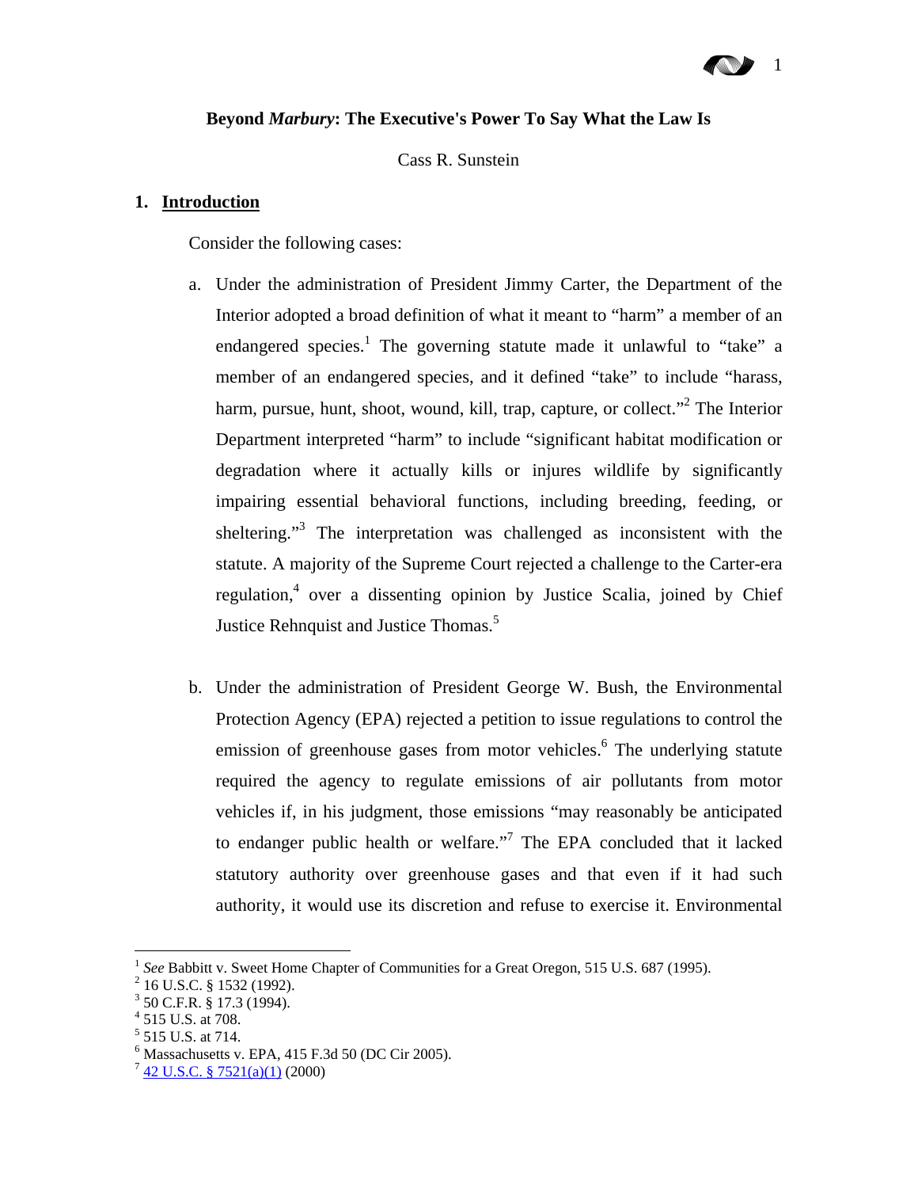## Beyond *Marbury*: The Executive's Power To Say What the Law Is

Cass R. Sunstein

### 1. Introduction

Consider the following cases:

a. Under the administration of President Jimmy Carter, the Department of the Interior adopted a broad definition of what it meant to "harm" a member of an endangered species.[1] The governing statute made it unlawful to "take" a member of an endangered species, and it defined "take" to include "harass, harm, pursue, hunt, shoot, wound, kill, trap, capture, or collect."[2] The Interior Department interpreted "harm" to include "significant habitat modification or degradation where it actually kills or injures wildlife by significantly impairing essential behavioral functions, including breeding, feeding, or sheltering."[3] The interpretation was challenged as inconsistent with the statute. A majority of the Supreme Court rejected a challenge to the Carter-era regulation,[4] over a dissenting opinion by Justice Scalia, joined by Chief Justice Rehnquist and Justice Thomas.[5]

b. Under the administration of President George W. Bush, the Environmental Protection Agency (EPA) rejected a petition to issue regulations to control the emission of greenhouse gases from motor vehicles.[6] The underlying statute required the agency to regulate emissions of air pollutants from motor vehicles if, in his judgment, those emissions "may reasonably be anticipated to endanger public health or welfare."[7] The EPA concluded that it lacked statutory authority over greenhouse gases and that even if it had such authority, it would use its discretion and refuse to exercise it. Environmental

---

[1] *See* Babbitt v. Sweet Home Chapter of Communities for a Great Oregon, 515 U.S. 687 (1995).
[2] 16 U.S.C. § 1532 (1992).
[3] 50 C.F.R. § 17.3 (1994).
[4] 515 U.S. at 708.
[5] 515 U.S. at 714.
[6] Massachusetts v. EPA, 415 F.3d 50 (DC Cir 2005).
[7] 42 U.S.C. § 7521(a)(1) (2000)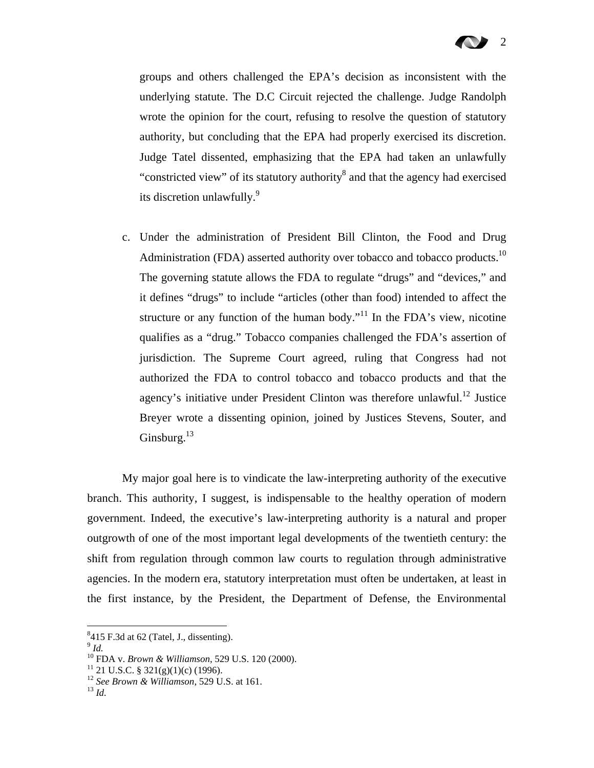groups and others challenged the EPA's decision as inconsistent with the underlying statute. The D.C Circuit rejected the challenge. Judge Randolph wrote the opinion for the court, refusing to resolve the question of statutory authority, but concluding that the EPA had properly exercised its discretion. Judge Tatel dissented, emphasizing that the EPA had taken an unlawfully "constricted view" of its statutory authority[8] and that the agency had exercised its discretion unlawfully.[9]

c. Under the administration of President Bill Clinton, the Food and Drug Administration (FDA) asserted authority over tobacco and tobacco products.[10] The governing statute allows the FDA to regulate "drugs" and "devices," and it defines "drugs" to include "articles (other than food) intended to affect the structure or any function of the human body."[11] In the FDA's view, nicotine qualifies as a "drug." Tobacco companies challenged the FDA's assertion of jurisdiction. The Supreme Court agreed, ruling that Congress had not authorized the FDA to control tobacco and tobacco products and that the agency's initiative under President Clinton was therefore unlawful.[12] Justice Breyer wrote a dissenting opinion, joined by Justices Stevens, Souter, and Ginsburg.[13]

My major goal here is to vindicate the law-interpreting authority of the executive branch. This authority, I suggest, is indispensable to the healthy operation of modern government. Indeed, the executive's law-interpreting authority is a natural and proper outgrowth of one of the most important legal developments of the twentieth century: the shift from regulation through common law courts to regulation through administrative agencies. In the modern era, statutory interpretation must often be undertaken, at least in the first instance, by the President, the Department of Defense, the Environmental

---

[8] 415 F.3d at 62 (Tatel, J., dissenting).

[9] *Id.*

[10] FDA v. *Brown & Williamson*, 529 U.S. 120 (2000).

[11] 21 U.S.C. § 321(g)(1)(c) (1996).

[12] *See Brown & Williamson*, 529 U.S. at 161.

[13] *Id.*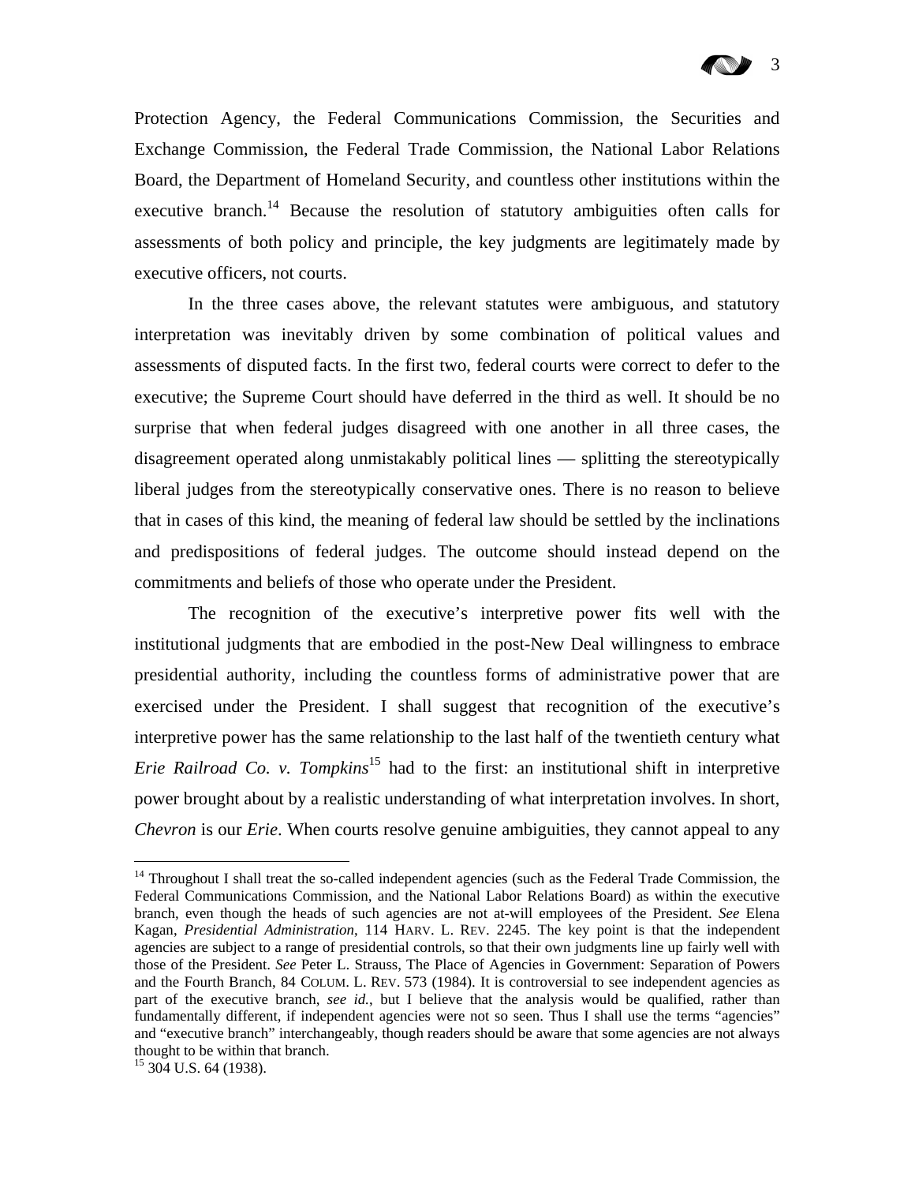Protection Agency, the Federal Communications Commission, the Securities and Exchange Commission, the Federal Trade Commission, the National Labor Relations Board, the Department of Homeland Security, and countless other institutions within the executive branch.[14] Because the resolution of statutory ambiguities often calls for assessments of both policy and principle, the key judgments are legitimately made by executive officers, not courts.

In the three cases above, the relevant statutes were ambiguous, and statutory interpretation was inevitably driven by some combination of political values and assessments of disputed facts. In the first two, federal courts were correct to defer to the executive; the Supreme Court should have deferred in the third as well. It should be no surprise that when federal judges disagreed with one another in all three cases, the disagreement operated along unmistakably political lines — splitting the stereotypically liberal judges from the stereotypically conservative ones. There is no reason to believe that in cases of this kind, the meaning of federal law should be settled by the inclinations and predispositions of federal judges. The outcome should instead depend on the commitments and beliefs of those who operate under the President.

The recognition of the executive's interpretive power fits well with the institutional judgments that are embodied in the post-New Deal willingness to embrace presidential authority, including the countless forms of administrative power that are exercised under the President. I shall suggest that recognition of the executive's interpretive power has the same relationship to the last half of the twentieth century what *Erie Railroad Co. v. Tompkins*[15] had to the first: an institutional shift in interpretive power brought about by a realistic understanding of what interpretation involves. In short, *Chevron* is our *Erie*. When courts resolve genuine ambiguities, they cannot appeal to any

---

[14] Throughout I shall treat the so-called independent agencies (such as the Federal Trade Commission, the Federal Communications Commission, and the National Labor Relations Board) as within the executive branch, even though the heads of such agencies are not at-will employees of the President. *See* Elena Kagan, *Presidential Administration*, 114 HARV. L. REV. 2245. The key point is that the independent agencies are subject to a range of presidential controls, so that their own judgments line up fairly well with those of the President. *See* Peter L. Strauss, The Place of Agencies in Government: Separation of Powers and the Fourth Branch, 84 COLUM. L. REV. 573 (1984). It is controversial to see independent agencies as part of the executive branch, *see id.*, but I believe that the analysis would be qualified, rather than fundamentally different, if independent agencies were not so seen. Thus I shall use the terms "agencies" and "executive branch" interchangeably, though readers should be aware that some agencies are not always thought to be within that branch.

[15] 304 U.S. 64 (1938).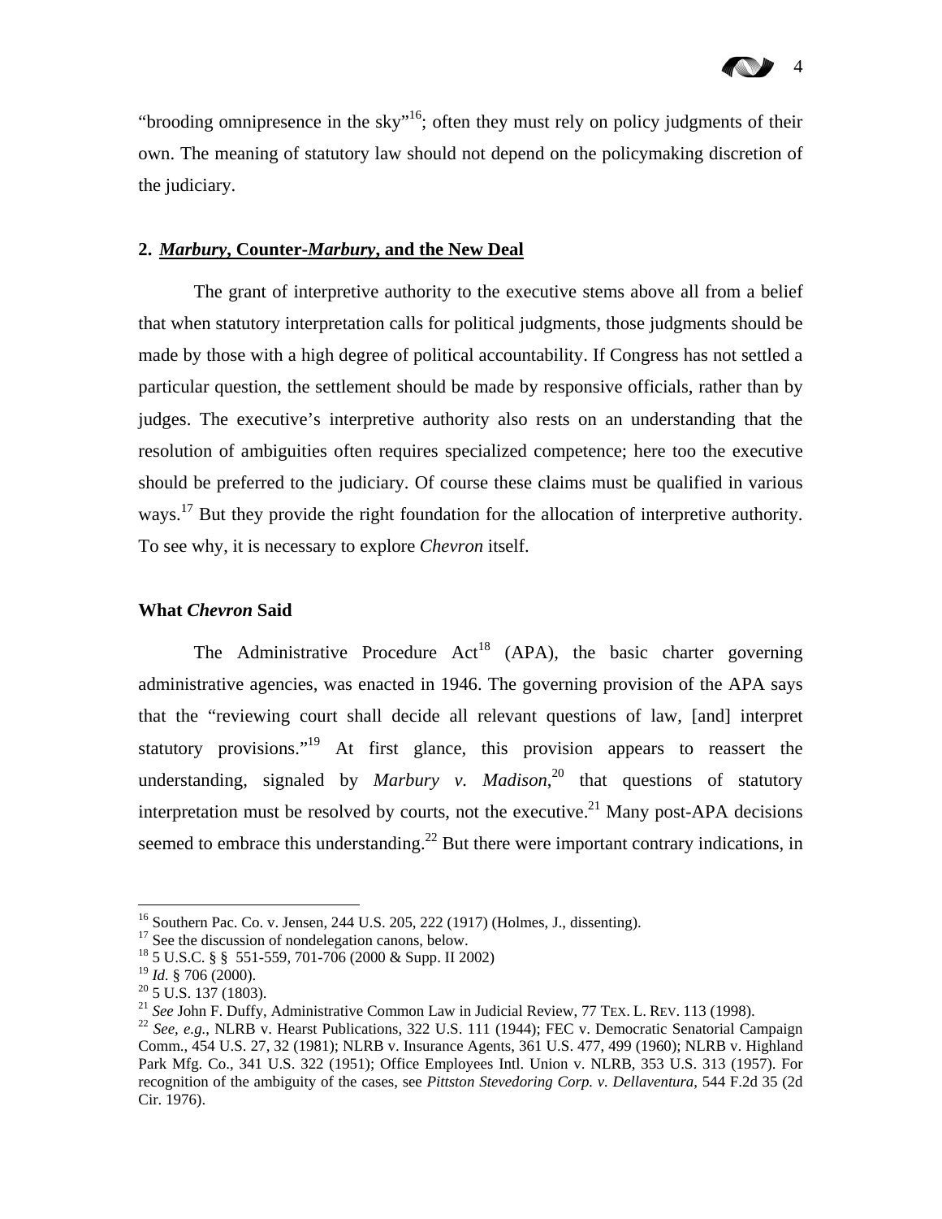"brooding omnipresence in the sky"[16]; often they must rely on policy judgments of their own. The meaning of statutory law should not depend on the policymaking discretion of the judiciary.

## 2. *Marbury*, Counter-*Marbury*, and the New Deal

The grant of interpretive authority to the executive stems above all from a belief that when statutory interpretation calls for political judgments, those judgments should be made by those with a high degree of political accountability. If Congress has not settled a particular question, the settlement should be made by responsive officials, rather than by judges. The executive's interpretive authority also rests on an understanding that the resolution of ambiguities often requires specialized competence; here too the executive should be preferred to the judiciary. Of course these claims must be qualified in various ways.[17] But they provide the right foundation for the allocation of interpretive authority. To see why, it is necessary to explore *Chevron* itself.

### What *Chevron* Said

The Administrative Procedure Act[18] (APA), the basic charter governing administrative agencies, was enacted in 1946. The governing provision of the APA says that the "reviewing court shall decide all relevant questions of law, [and] interpret statutory provisions."[19] At first glance, this provision appears to reassert the understanding, signaled by *Marbury v. Madison*,[20] that questions of statutory interpretation must be resolved by courts, not the executive.[21] Many post-APA decisions seemed to embrace this understanding.[22] But there were important contrary indications, in

---

[16] Southern Pac. Co. v. Jensen, 244 U.S. 205, 222 (1917) (Holmes, J., dissenting).

[17] See the discussion of nondelegation canons, below.

[18] 5 U.S.C. § § 551-559, 701-706 (2000 & Supp. II 2002)

[19] *Id*. § 706 (2000).

[20] 5 U.S. 137 (1803).

[21] *See* John F. Duffy, Administrative Common Law in Judicial Review, 77 TEX. L. REV. 113 (1998).

[22] *See, e.g.*, NLRB v. Hearst Publications, 322 U.S. 111 (1944); FEC v. Democratic Senatorial Campaign Comm., 454 U.S. 27, 32 (1981); NLRB v. Insurance Agents, 361 U.S. 477, 499 (1960); NLRB v. Highland Park Mfg. Co., 341 U.S. 322 (1951); Office Employees Intl. Union v. NLRB, 353 U.S. 313 (1957). For recognition of the ambiguity of the cases, see *Pittston Stevedoring Corp. v. Dellaventura*, 544 F.2d 35 (2d Cir. 1976).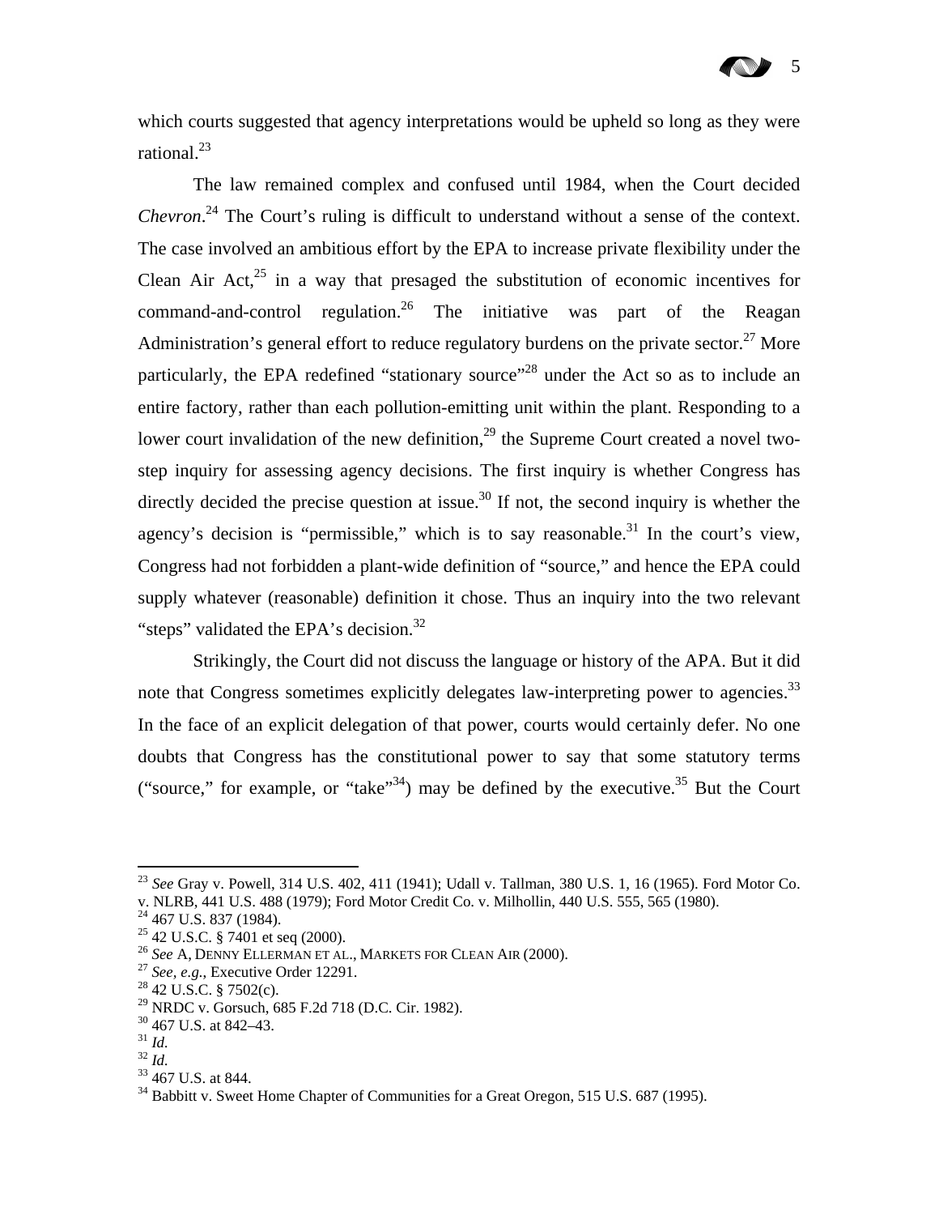which courts suggested that agency interpretations would be upheld so long as they were rational.[23]

The law remained complex and confused until 1984, when the Court decided *Chevron*.[24] The Court's ruling is difficult to understand without a sense of the context. The case involved an ambitious effort by the EPA to increase private flexibility under the Clean Air Act,[25] in a way that presaged the substitution of economic incentives for command-and-control regulation.[26] The initiative was part of the Reagan Administration's general effort to reduce regulatory burdens on the private sector.[27] More particularly, the EPA redefined "stationary source"[28] under the Act so as to include an entire factory, rather than each pollution-emitting unit within the plant. Responding to a lower court invalidation of the new definition,[29] the Supreme Court created a novel two-step inquiry for assessing agency decisions. The first inquiry is whether Congress has directly decided the precise question at issue.[30] If not, the second inquiry is whether the agency's decision is "permissible," which is to say reasonable.[31] In the court's view, Congress had not forbidden a plant-wide definition of "source," and hence the EPA could supply whatever (reasonable) definition it chose. Thus an inquiry into the two relevant "steps" validated the EPA's decision.[32]

Strikingly, the Court did not discuss the language or history of the APA. But it did note that Congress sometimes explicitly delegates law-interpreting power to agencies.[33] In the face of an explicit delegation of that power, courts would certainly defer. No one doubts that Congress has the constitutional power to say that some statutory terms ("source," for example, or "take"[34]) may be defined by the executive.[35] But the Court

---

[23] *See* Gray v. Powell, 314 U.S. 402, 411 (1941); Udall v. Tallman, 380 U.S. 1, 16 (1965). Ford Motor Co. v. NLRB, 441 U.S. 488 (1979); Ford Motor Credit Co. v. Milhollin, 440 U.S. 555, 565 (1980).

[24] 467 U.S. 837 (1984).

[25] 42 U.S.C. § 7401 et seq (2000).

[26] *See* A, DENNY ELLERMAN ET AL., MARKETS FOR CLEAN AIR (2000).

[27] *See, e.g.*, Executive Order 12291.

[28] 42 U.S.C. § 7502(c).

[29] NRDC v. Gorsuch, 685 F.2d 718 (D.C. Cir. 1982).

[30] 467 U.S. at 842–43.

[31] *Id.*

[32] *Id.*

[33] 467 U.S. at 844.

[34] Babbitt v. Sweet Home Chapter of Communities for a Great Oregon, 515 U.S. 687 (1995).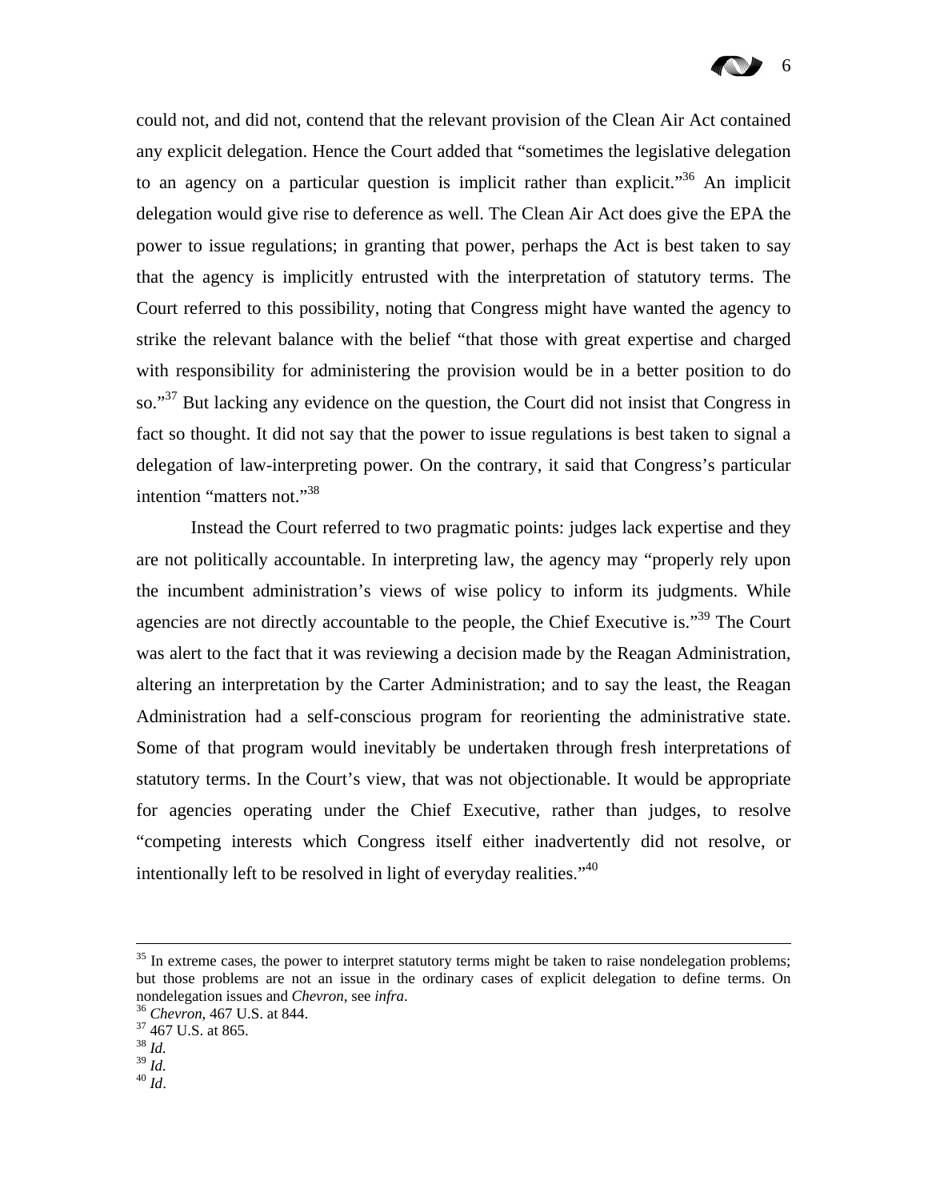could not, and did not, contend that the relevant provision of the Clean Air Act contained any explicit delegation. Hence the Court added that "sometimes the legislative delegation to an agency on a particular question is implicit rather than explicit."[36] An implicit delegation would give rise to deference as well. The Clean Air Act does give the EPA the power to issue regulations; in granting that power, perhaps the Act is best taken to say that the agency is implicitly entrusted with the interpretation of statutory terms. The Court referred to this possibility, noting that Congress might have wanted the agency to strike the relevant balance with the belief "that those with great expertise and charged with responsibility for administering the provision would be in a better position to do so."[37] But lacking any evidence on the question, the Court did not insist that Congress in fact so thought. It did not say that the power to issue regulations is best taken to signal a delegation of law-interpreting power. On the contrary, it said that Congress's particular intention "matters not."[38]

Instead the Court referred to two pragmatic points: judges lack expertise and they are not politically accountable. In interpreting law, the agency may "properly rely upon the incumbent administration's views of wise policy to inform its judgments. While agencies are not directly accountable to the people, the Chief Executive is."[39] The Court was alert to the fact that it was reviewing a decision made by the Reagan Administration, altering an interpretation by the Carter Administration; and to say the least, the Reagan Administration had a self-conscious program for reorienting the administrative state. Some of that program would inevitably be undertaken through fresh interpretations of statutory terms. In the Court's view, that was not objectionable. It would be appropriate for agencies operating under the Chief Executive, rather than judges, to resolve "competing interests which Congress itself either inadvertently did not resolve, or intentionally left to be resolved in light of everyday realities."[40]

---

[35] In extreme cases, the power to interpret statutory terms might be taken to raise nondelegation problems; but those problems are not an issue in the ordinary cases of explicit delegation to define terms. On nondelegation issues and *Chevron*, see *infra*.

[36] *Chevron*, 467 U.S. at 844.

[37] 467 U.S. at 865.

[38] *Id.*

[39] *Id.*

[40] *Id*.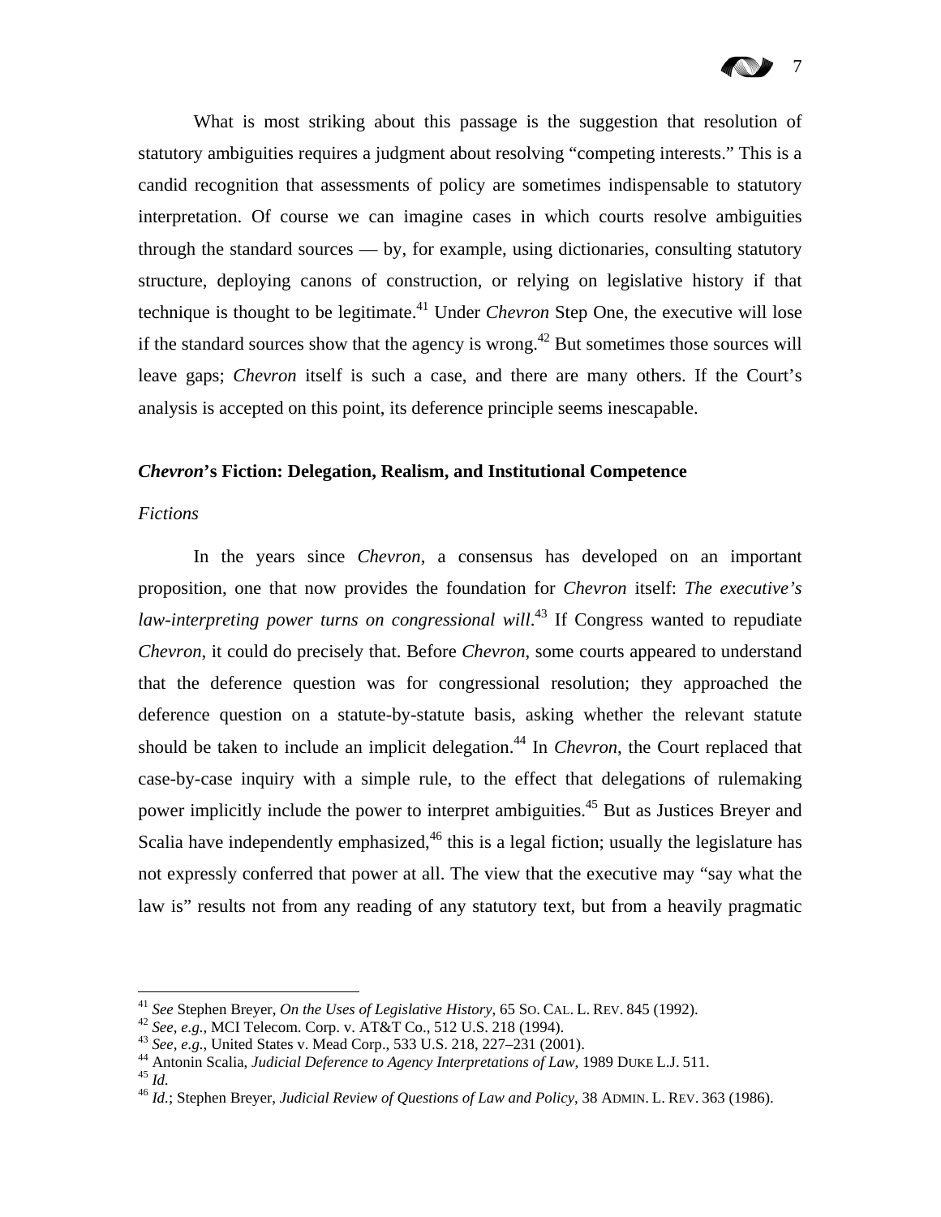What is most striking about this passage is the suggestion that resolution of statutory ambiguities requires a judgment about resolving "competing interests." This is a candid recognition that assessments of policy are sometimes indispensable to statutory interpretation. Of course we can imagine cases in which courts resolve ambiguities through the standard sources — by, for example, using dictionaries, consulting statutory structure, deploying canons of construction, or relying on legislative history if that technique is thought to be legitimate.[41] Under *Chevron* Step One, the executive will lose if the standard sources show that the agency is wrong.[42] But sometimes those sources will leave gaps; *Chevron* itself is such a case, and there are many others. If the Court's analysis is accepted on this point, its deference principle seems inescapable.

## ***Chevron*'s Fiction: Delegation, Realism, and Institutional Competence**

### *Fictions*

In the years since *Chevron*, a consensus has developed on an important proposition, one that now provides the foundation for *Chevron* itself: *The executive's law-interpreting power turns on congressional will*.[43] If Congress wanted to repudiate *Chevron*, it could do precisely that. Before *Chevron*, some courts appeared to understand that the deference question was for congressional resolution; they approached the deference question on a statute-by-statute basis, asking whether the relevant statute should be taken to include an implicit delegation.[44] In *Chevron*, the Court replaced that case-by-case inquiry with a simple rule, to the effect that delegations of rulemaking power implicitly include the power to interpret ambiguities.[45] But as Justices Breyer and Scalia have independently emphasized,[46] this is a legal fiction; usually the legislature has not expressly conferred that power at all. The view that the executive may "say what the law is" results not from any reading of any statutory text, but from a heavily pragmatic

---

[41] *See* Stephen Breyer, *On the Uses of Legislative History*, 65 SO. CAL. L. REV. 845 (1992).

[42] *See, e.g.*, MCI Telecom. Corp. v. AT&T Co., 512 U.S. 218 (1994).

[43] *See, e.g.*, United States v. Mead Corp., 533 U.S. 218, 227–231 (2001).

[44] Antonin Scalia, *Judicial Deference to Agency Interpretations of Law*, 1989 DUKE L.J. 511.

[45] *Id.*

[46] *Id.*; Stephen Breyer, *Judicial Review of Questions of Law and Policy*, 38 ADMIN. L. REV. 363 (1986).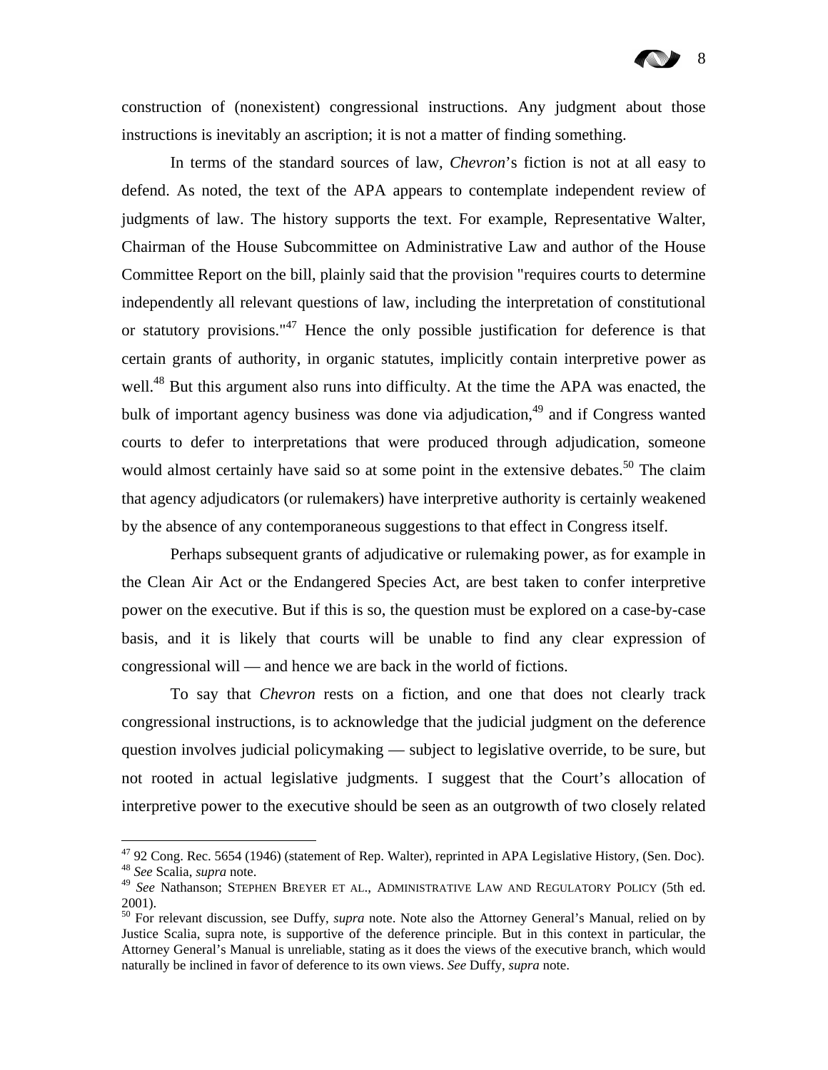construction of (nonexistent) congressional instructions. Any judgment about those instructions is inevitably an ascription; it is not a matter of finding something.

In terms of the standard sources of law, *Chevron*'s fiction is not at all easy to defend. As noted, the text of the APA appears to contemplate independent review of judgments of law. The history supports the text. For example, Representative Walter, Chairman of the House Subcommittee on Administrative Law and author of the House Committee Report on the bill, plainly said that the provision "requires courts to determine independently all relevant questions of law, including the interpretation of constitutional or statutory provisions."[47] Hence the only possible justification for deference is that certain grants of authority, in organic statutes, implicitly contain interpretive power as well.[48] But this argument also runs into difficulty. At the time the APA was enacted, the bulk of important agency business was done via adjudication,[49] and if Congress wanted courts to defer to interpretations that were produced through adjudication, someone would almost certainly have said so at some point in the extensive debates.[50] The claim that agency adjudicators (or rulemakers) have interpretive authority is certainly weakened by the absence of any contemporaneous suggestions to that effect in Congress itself.

Perhaps subsequent grants of adjudicative or rulemaking power, as for example in the Clean Air Act or the Endangered Species Act, are best taken to confer interpretive power on the executive. But if this is so, the question must be explored on a case-by-case basis, and it is likely that courts will be unable to find any clear expression of congressional will — and hence we are back in the world of fictions.

To say that *Chevron* rests on a fiction, and one that does not clearly track congressional instructions, is to acknowledge that the judicial judgment on the deference question involves judicial policymaking — subject to legislative override, to be sure, but not rooted in actual legislative judgments. I suggest that the Court's allocation of interpretive power to the executive should be seen as an outgrowth of two closely related

---

[47] 92 Cong. Rec. 5654 (1946) (statement of Rep. Walter), reprinted in APA Legislative History, (Sen. Doc).

[48] *See* Scalia, *supra* note.

[49] *See* Nathanson; STEPHEN BREYER ET AL., ADMINISTRATIVE LAW AND REGULATORY POLICY (5th ed. 2001).

[50] For relevant discussion, see Duffy, *supra* note. Note also the Attorney General's Manual, relied on by Justice Scalia, supra note, is supportive of the deference principle. But in this context in particular, the Attorney General's Manual is unreliable, stating as it does the views of the executive branch, which would naturally be inclined in favor of deference to its own views. *See* Duffy, *supra* note.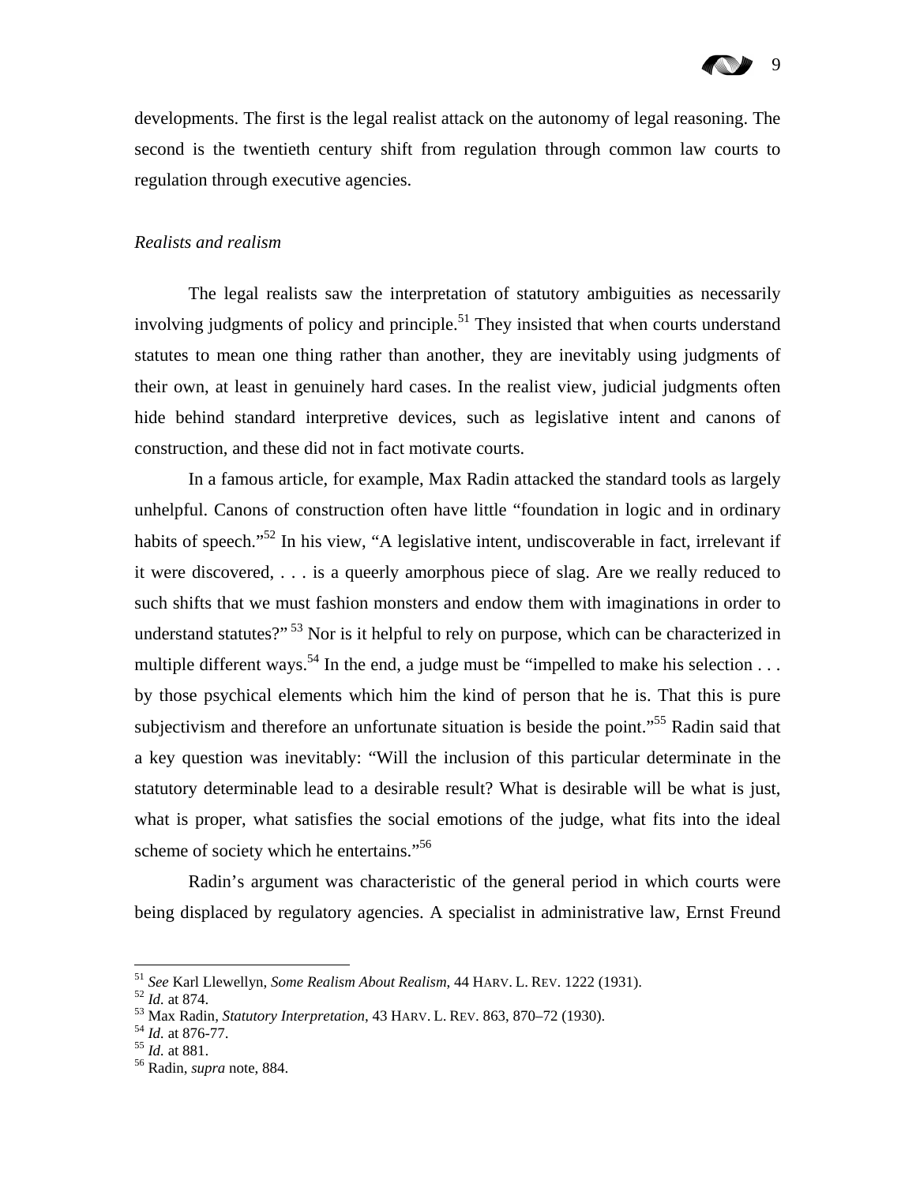developments. The first is the legal realist attack on the autonomy of legal reasoning. The second is the twentieth century shift from regulation through common law courts to regulation through executive agencies.

*Realists and realism*

The legal realists saw the interpretation of statutory ambiguities as necessarily involving judgments of policy and principle.[51] They insisted that when courts understand statutes to mean one thing rather than another, they are inevitably using judgments of their own, at least in genuinely hard cases. In the realist view, judicial judgments often hide behind standard interpretive devices, such as legislative intent and canons of construction, and these did not in fact motivate courts.

In a famous article, for example, Max Radin attacked the standard tools as largely unhelpful. Canons of construction often have little "foundation in logic and in ordinary habits of speech."[52] In his view, "A legislative intent, undiscoverable in fact, irrelevant if it were discovered, . . . is a queerly amorphous piece of slag. Are we really reduced to such shifts that we must fashion monsters and endow them with imaginations in order to understand statutes?"[53] Nor is it helpful to rely on purpose, which can be characterized in multiple different ways.[54] In the end, a judge must be "impelled to make his selection . . . by those psychical elements which him the kind of person that he is. That this is pure subjectivism and therefore an unfortunate situation is beside the point."[55] Radin said that a key question was inevitably: "Will the inclusion of this particular determinate in the statutory determinable lead to a desirable result? What is desirable will be what is just, what is proper, what satisfies the social emotions of the judge, what fits into the ideal scheme of society which he entertains."[56]

Radin's argument was characteristic of the general period in which courts were being displaced by regulatory agencies. A specialist in administrative law, Ernst Freund

---

[51] *See* Karl Llewellyn, *Some Realism About Realism*, 44 HARV. L. REV. 1222 (1931).
[52] *Id.* at 874.
[53] Max Radin, *Statutory Interpretation*, 43 HARV. L. REV. 863, 870–72 (1930).
[54] *Id.* at 876-77.
[55] *Id.* at 881.
[56] Radin, *supra* note, 884.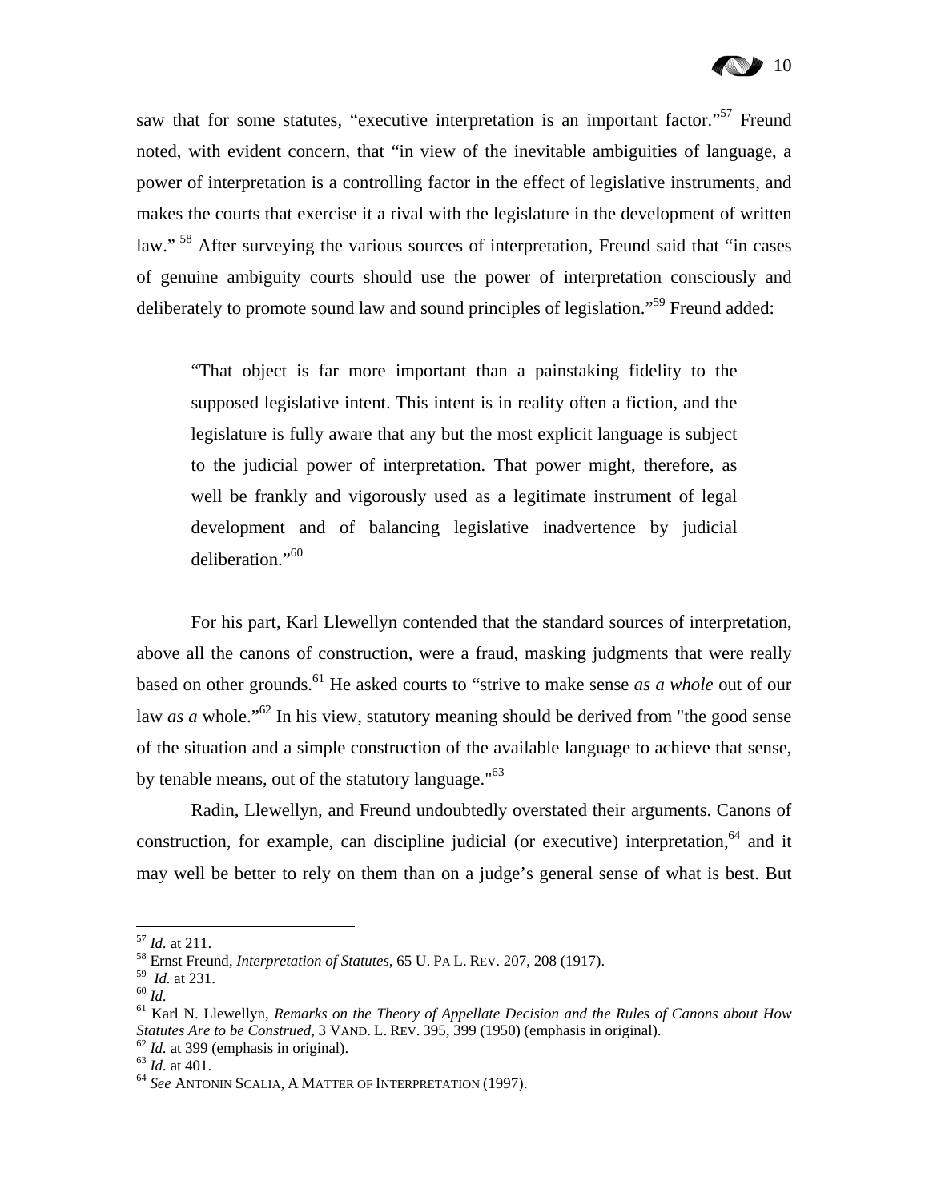saw that for some statutes, "executive interpretation is an important factor."[57] Freund noted, with evident concern, that "in view of the inevitable ambiguities of language, a power of interpretation is a controlling factor in the effect of legislative instruments, and makes the courts that exercise it a rival with the legislature in the development of written law." [58] After surveying the various sources of interpretation, Freund said that "in cases of genuine ambiguity courts should use the power of interpretation consciously and deliberately to promote sound law and sound principles of legislation."[59] Freund added:

> "That object is far more important than a painstaking fidelity to the supposed legislative intent. This intent is in reality often a fiction, and the legislature is fully aware that any but the most explicit language is subject to the judicial power of interpretation. That power might, therefore, as well be frankly and vigorously used as a legitimate instrument of legal development and of balancing legislative inadvertence by judicial deliberation."[60]

For his part, Karl Llewellyn contended that the standard sources of interpretation, above all the canons of construction, were a fraud, masking judgments that were really based on other grounds.[61] He asked courts to "strive to make sense *as a whole* out of our law *as a* whole."[62] In his view, statutory meaning should be derived from "the good sense of the situation and a simple construction of the available language to achieve that sense, by tenable means, out of the statutory language."[63]

Radin, Llewellyn, and Freund undoubtedly overstated their arguments. Canons of construction, for example, can discipline judicial (or executive) interpretation,[64] and it may well be better to rely on them than on a judge's general sense of what is best. But

---

[57] *Id.* at 211.

[58] Ernst Freund, *Interpretation of Statutes*, 65 U. PA L. REV. 207, 208 (1917).

[59] *Id.* at 231.

[60] *Id.*

[61] Karl N. Llewellyn, *Remarks on the Theory of Appellate Decision and the Rules of Canons about How Statutes Are to be Construed*, 3 VAND. L. REV. 395, 399 (1950) (emphasis in original).

[62] *Id.* at 399 (emphasis in original).

[63] *Id.* at 401.

[64] *See* ANTONIN SCALIA, A MATTER OF INTERPRETATION (1997).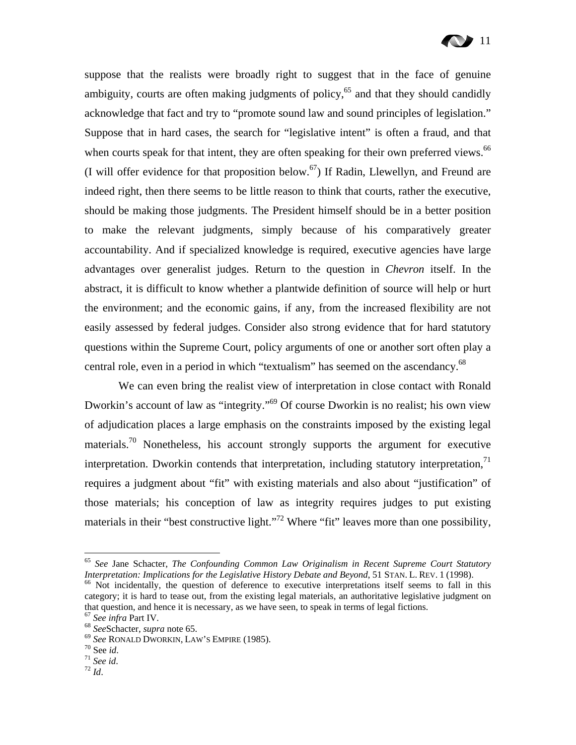suppose that the realists were broadly right to suggest that in the face of genuine ambiguity, courts are often making judgments of policy,[65] and that they should candidly acknowledge that fact and try to "promote sound law and sound principles of legislation." Suppose that in hard cases, the search for "legislative intent" is often a fraud, and that when courts speak for that intent, they are often speaking for their own preferred views.[66] (I will offer evidence for that proposition below.[67]) If Radin, Llewellyn, and Freund are indeed right, then there seems to be little reason to think that courts, rather the executive, should be making those judgments. The President himself should be in a better position to make the relevant judgments, simply because of his comparatively greater accountability. And if specialized knowledge is required, executive agencies have large advantages over generalist judges. Return to the question in *Chevron* itself. In the abstract, it is difficult to know whether a plantwide definition of source will help or hurt the environment; and the economic gains, if any, from the increased flexibility are not easily assessed by federal judges. Consider also strong evidence that for hard statutory questions within the Supreme Court, policy arguments of one or another sort often play a central role, even in a period in which "textualism" has seemed on the ascendancy.[68]

We can even bring the realist view of interpretation in close contact with Ronald Dworkin's account of law as "integrity."[69] Of course Dworkin is no realist; his own view of adjudication places a large emphasis on the constraints imposed by the existing legal materials.[70] Nonetheless, his account strongly supports the argument for executive interpretation. Dworkin contends that interpretation, including statutory interpretation,[71] requires a judgment about "fit" with existing materials and also about "justification" of those materials; his conception of law as integrity requires judges to put existing materials in their "best constructive light."[72] Where "fit" leaves more than one possibility,

---

[65] *See* Jane Schacter, *The Confounding Common Law Originalism in Recent Supreme Court Statutory Interpretation: Implications for the Legislative History Debate and Beyond*, 51 STAN. L. REV. 1 (1998).

[66] Not incidentally, the question of deference to executive interpretations itself seems to fall in this category; it is hard to tease out, from the existing legal materials, an authoritative legislative judgment on that question, and hence it is necessary, as we have seen, to speak in terms of legal fictions.

[67] *See infra* Part IV.

[68] *See*Schacter, *supra* note 65.

[69] *See* RONALD DWORKIN, LAW'S EMPIRE (1985).

[70] See *id*.

[71] *See id*.

[72] *Id*.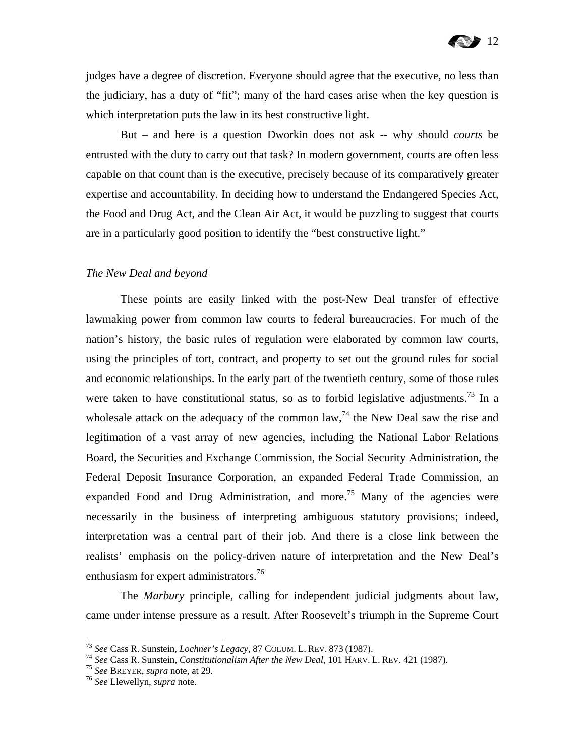judges have a degree of discretion. Everyone should agree that the executive, no less than the judiciary, has a duty of "fit"; many of the hard cases arise when the key question is which interpretation puts the law in its best constructive light.

But – and here is a question Dworkin does not ask -- why should *courts* be entrusted with the duty to carry out that task? In modern government, courts are often less capable on that count than is the executive, precisely because of its comparatively greater expertise and accountability. In deciding how to understand the Endangered Species Act, the Food and Drug Act, and the Clean Air Act, it would be puzzling to suggest that courts are in a particularly good position to identify the "best constructive light."

*The New Deal and beyond*

These points are easily linked with the post-New Deal transfer of effective lawmaking power from common law courts to federal bureaucracies. For much of the nation's history, the basic rules of regulation were elaborated by common law courts, using the principles of tort, contract, and property to set out the ground rules for social and economic relationships. In the early part of the twentieth century, some of those rules were taken to have constitutional status, so as to forbid legislative adjustments.[73] In a wholesale attack on the adequacy of the common law,[74] the New Deal saw the rise and legitimation of a vast array of new agencies, including the National Labor Relations Board, the Securities and Exchange Commission, the Social Security Administration, the Federal Deposit Insurance Corporation, an expanded Federal Trade Commission, an expanded Food and Drug Administration, and more.[75] Many of the agencies were necessarily in the business of interpreting ambiguous statutory provisions; indeed, interpretation was a central part of their job. And there is a close link between the realists' emphasis on the policy-driven nature of interpretation and the New Deal's enthusiasm for expert administrators.[76]

The *Marbury* principle, calling for independent judicial judgments about law, came under intense pressure as a result. After Roosevelt's triumph in the Supreme Court

---

[73] *See* Cass R. Sunstein, *Lochner's Legacy*, 87 COLUM. L. REV. 873 (1987).

[74] *See* Cass R. Sunstein, *Constitutionalism After the New Deal*, 101 HARV. L. REV. 421 (1987).

[75] *See* BREYER, *supra* note, at 29.

[76] *See* Llewellyn, *supra* note.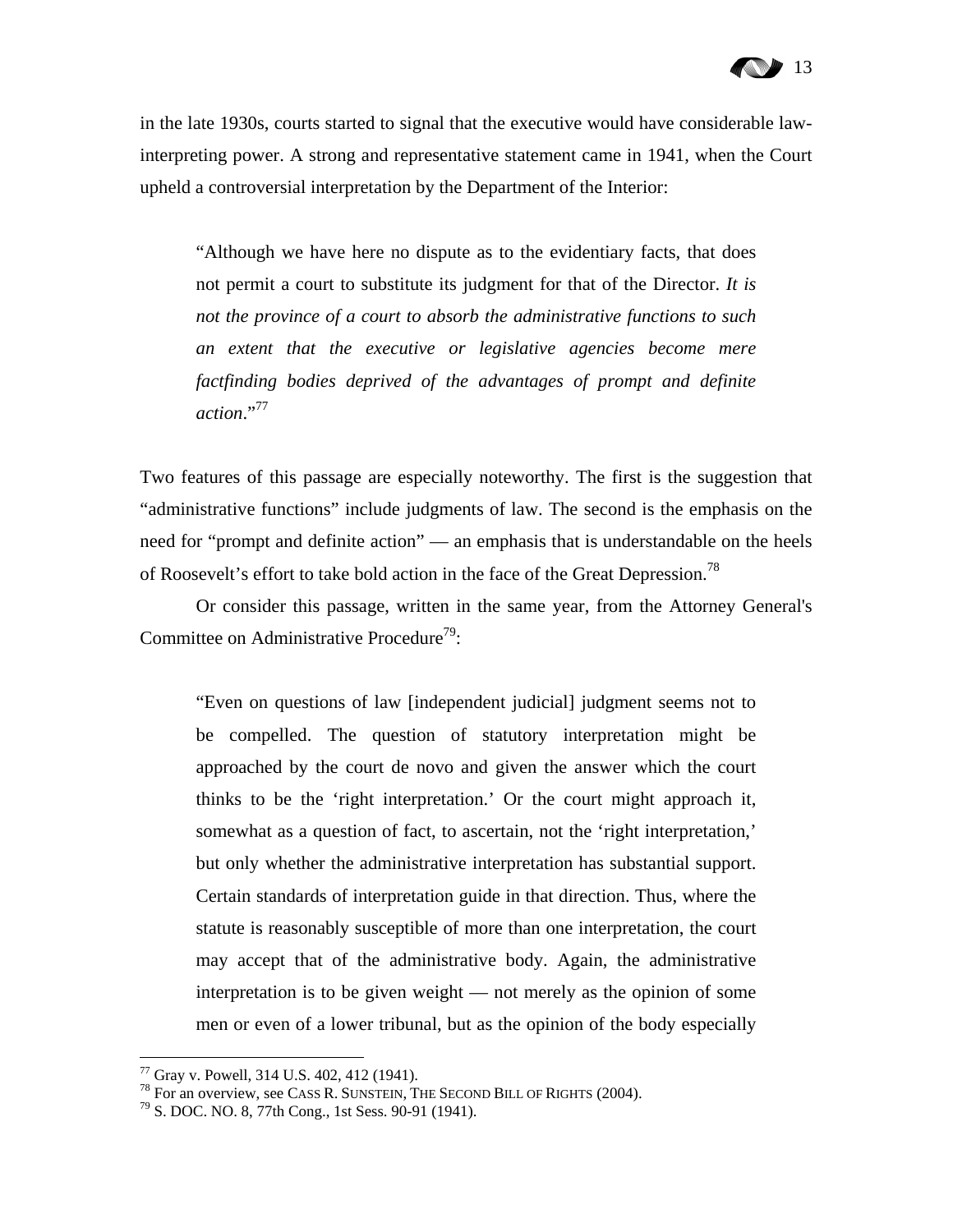in the late 1930s, courts started to signal that the executive would have considerable law-interpreting power. A strong and representative statement came in 1941, when the Court upheld a controversial interpretation by the Department of the Interior:

> "Although we have here no dispute as to the evidentiary facts, that does not permit a court to substitute its judgment for that of the Director. *It is not the province of a court to absorb the administrative functions to such an extent that the executive or legislative agencies become mere factfinding bodies deprived of the advantages of prompt and definite action*."[77]

Two features of this passage are especially noteworthy. The first is the suggestion that "administrative functions" include judgments of law. The second is the emphasis on the need for "prompt and definite action" — an emphasis that is understandable on the heels of Roosevelt's effort to take bold action in the face of the Great Depression.[78]

Or consider this passage, written in the same year, from the Attorney General's Committee on Administrative Procedure[79]:

> "Even on questions of law [independent judicial] judgment seems not to be compelled. The question of statutory interpretation might be approached by the court de novo and given the answer which the court thinks to be the 'right interpretation.' Or the court might approach it, somewhat as a question of fact, to ascertain, not the 'right interpretation,' but only whether the administrative interpretation has substantial support. Certain standards of interpretation guide in that direction. Thus, where the statute is reasonably susceptible of more than one interpretation, the court may accept that of the administrative body. Again, the administrative interpretation is to be given weight — not merely as the opinion of some men or even of a lower tribunal, but as the opinion of the body especially

---

[77] Gray v. Powell, 314 U.S. 402, 412 (1941).

[78] For an overview, see CASS R. SUNSTEIN, THE SECOND BILL OF RIGHTS (2004).

[79] S. DOC. NO. 8, 77th Cong., 1st Sess. 90-91 (1941).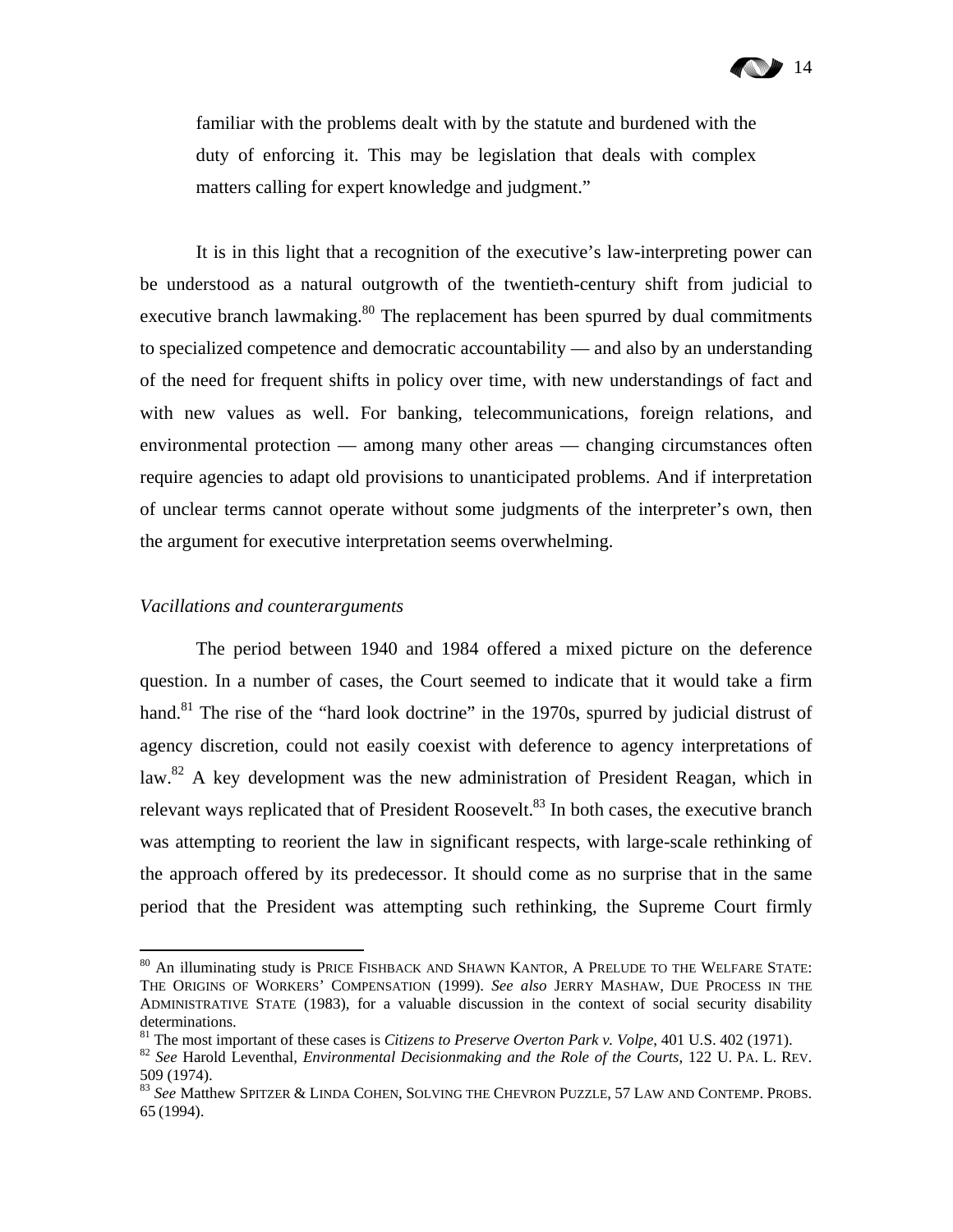familiar with the problems dealt with by the statute and burdened with the duty of enforcing it. This may be legislation that deals with complex matters calling for expert knowledge and judgment."

It is in this light that a recognition of the executive's law-interpreting power can be understood as a natural outgrowth of the twentieth-century shift from judicial to executive branch lawmaking.[80] The replacement has been spurred by dual commitments to specialized competence and democratic accountability — and also by an understanding of the need for frequent shifts in policy over time, with new understandings of fact and with new values as well. For banking, telecommunications, foreign relations, and environmental protection — among many other areas — changing circumstances often require agencies to adapt old provisions to unanticipated problems. And if interpretation of unclear terms cannot operate without some judgments of the interpreter's own, then the argument for executive interpretation seems overwhelming.

*Vacillations and counterarguments*

The period between 1940 and 1984 offered a mixed picture on the deference question. In a number of cases, the Court seemed to indicate that it would take a firm hand.[81] The rise of the "hard look doctrine" in the 1970s, spurred by judicial distrust of agency discretion, could not easily coexist with deference to agency interpretations of law.[82] A key development was the new administration of President Reagan, which in relevant ways replicated that of President Roosevelt.[83] In both cases, the executive branch was attempting to reorient the law in significant respects, with large-scale rethinking of the approach offered by its predecessor. It should come as no surprise that in the same period that the President was attempting such rethinking, the Supreme Court firmly

---

[80] An illuminating study is PRICE FISHBACK AND SHAWN KANTOR, A PRELUDE TO THE WELFARE STATE: THE ORIGINS OF WORKERS' COMPENSATION (1999). *See also* JERRY MASHAW, DUE PROCESS IN THE ADMINISTRATIVE STATE (1983), for a valuable discussion in the context of social security disability determinations.

[81] The most important of these cases is *Citizens to Preserve Overton Park v. Volpe*, 401 U.S. 402 (1971).

[82] *See* Harold Leventhal, *Environmental Decisionmaking and the Role of the Courts*, 122 U. PA. L. REV. 509 (1974).

[83] *See* Matthew SPITZER & LINDA COHEN, SOLVING THE CHEVRON PUZZLE, 57 LAW AND CONTEMP. PROBS. 65 (1994).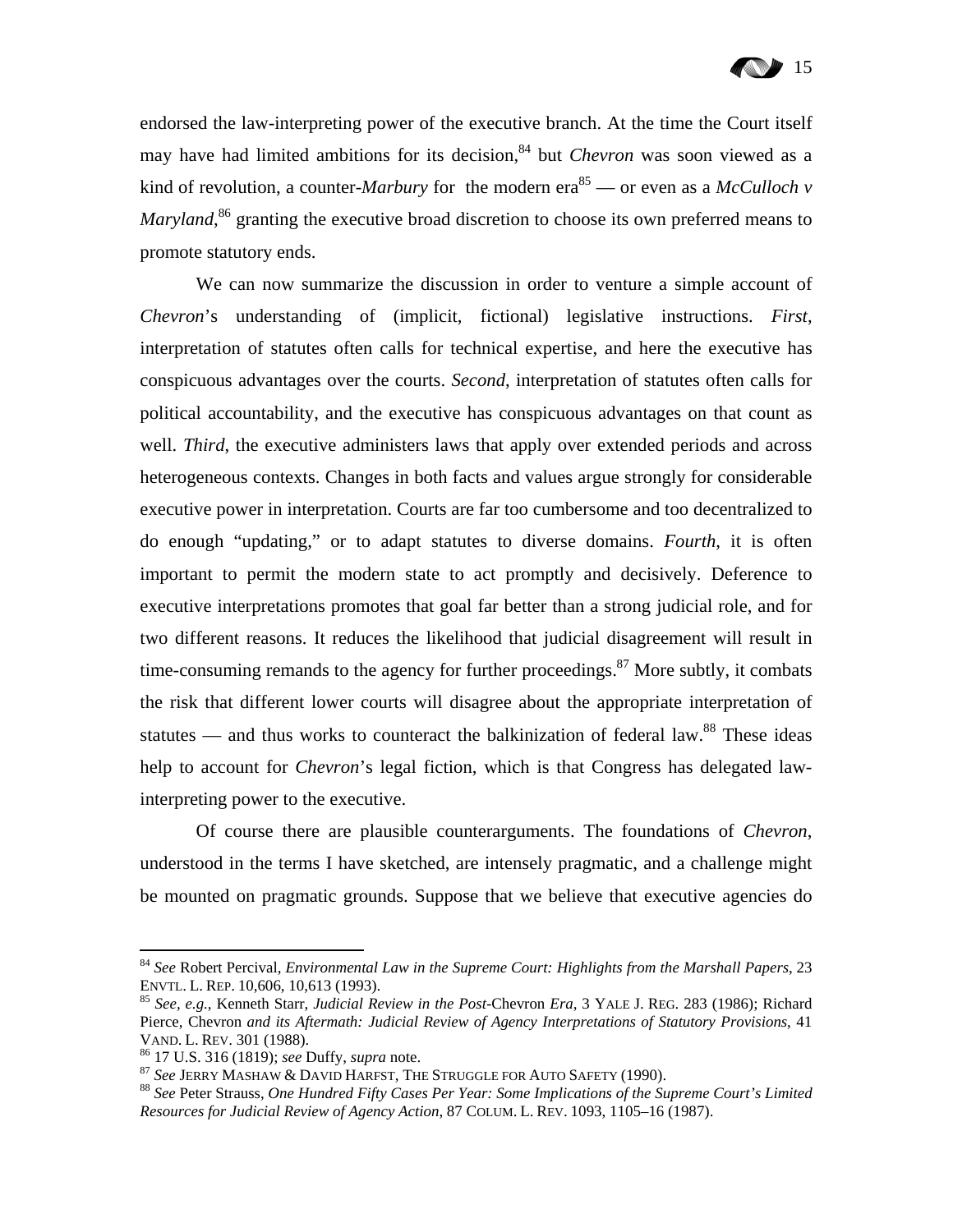endorsed the law-interpreting power of the executive branch. At the time the Court itself may have had limited ambitions for its decision,[84] but *Chevron* was soon viewed as a kind of revolution, a counter-*Marbury* for the modern era[85] — or even as a *McCulloch v Maryland*,[86] granting the executive broad discretion to choose its own preferred means to promote statutory ends.

We can now summarize the discussion in order to venture a simple account of *Chevron*'s understanding of (implicit, fictional) legislative instructions. *First*, interpretation of statutes often calls for technical expertise, and here the executive has conspicuous advantages over the courts. *Second*, interpretation of statutes often calls for political accountability, and the executive has conspicuous advantages on that count as well. *Third*, the executive administers laws that apply over extended periods and across heterogeneous contexts. Changes in both facts and values argue strongly for considerable executive power in interpretation. Courts are far too cumbersome and too decentralized to do enough "updating," or to adapt statutes to diverse domains. *Fourth*, it is often important to permit the modern state to act promptly and decisively. Deference to executive interpretations promotes that goal far better than a strong judicial role, and for two different reasons. It reduces the likelihood that judicial disagreement will result in time-consuming remands to the agency for further proceedings.[87] More subtly, it combats the risk that different lower courts will disagree about the appropriate interpretation of statutes — and thus works to counteract the balkinization of federal law.[88] These ideas help to account for *Chevron*'s legal fiction, which is that Congress has delegated law-interpreting power to the executive.

Of course there are plausible counterarguments. The foundations of *Chevron*, understood in the terms I have sketched, are intensely pragmatic, and a challenge might be mounted on pragmatic grounds. Suppose that we believe that executive agencies do

---

[84] *See* Robert Percival, *Environmental Law in the Supreme Court: Highlights from the Marshall Papers*, 23 ENVTL. L. REP. 10,606, 10,613 (1993).

[85] *See, e.g.*, Kenneth Starr, *Judicial Review in the Post-*Chevron *Era*, 3 YALE J. REG. 283 (1986); Richard Pierce, Chevron *and its Aftermath: Judicial Review of Agency Interpretations of Statutory Provisions*, 41 VAND. L. REV. 301 (1988).

[86] 17 U.S. 316 (1819); *see* Duffy, *supra* note.

[87] *See* JERRY MASHAW & DAVID HARFST, THE STRUGGLE FOR AUTO SAFETY (1990).

[88] *See* Peter Strauss, *One Hundred Fifty Cases Per Year: Some Implications of the Supreme Court's Limited Resources for Judicial Review of Agency Action*, 87 COLUM. L. REV. 1093, 1105–16 (1987).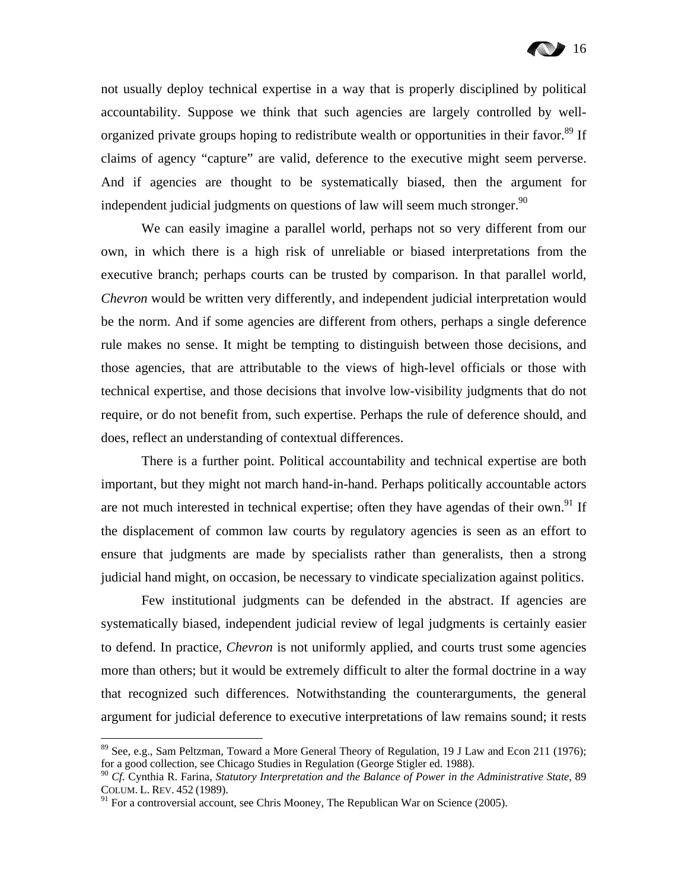not usually deploy technical expertise in a way that is properly disciplined by political accountability. Suppose we think that such agencies are largely controlled by well-organized private groups hoping to redistribute wealth or opportunities in their favor.[89] If claims of agency "capture" are valid, deference to the executive might seem perverse. And if agencies are thought to be systematically biased, then the argument for independent judicial judgments on questions of law will seem much stronger.[90]

We can easily imagine a parallel world, perhaps not so very different from our own, in which there is a high risk of unreliable or biased interpretations from the executive branch; perhaps courts can be trusted by comparison. In that parallel world, *Chevron* would be written very differently, and independent judicial interpretation would be the norm. And if some agencies are different from others, perhaps a single deference rule makes no sense. It might be tempting to distinguish between those decisions, and those agencies, that are attributable to the views of high-level officials or those with technical expertise, and those decisions that involve low-visibility judgments that do not require, or do not benefit from, such expertise. Perhaps the rule of deference should, and does, reflect an understanding of contextual differences.

There is a further point. Political accountability and technical expertise are both important, but they might not march hand-in-hand. Perhaps politically accountable actors are not much interested in technical expertise; often they have agendas of their own.[91] If the displacement of common law courts by regulatory agencies is seen as an effort to ensure that judgments are made by specialists rather than generalists, then a strong judicial hand might, on occasion, be necessary to vindicate specialization against politics.

Few institutional judgments can be defended in the abstract. If agencies are systematically biased, independent judicial review of legal judgments is certainly easier to defend. In practice, *Chevron* is not uniformly applied, and courts trust some agencies more than others; but it would be extremely difficult to alter the formal doctrine in a way that recognized such differences. Notwithstanding the counterarguments, the general argument for judicial deference to executive interpretations of law remains sound; it rests

---

[89] See, e.g., Sam Peltzman, Toward a More General Theory of Regulation, 19 J Law and Econ 211 (1976); for a good collection, see Chicago Studies in Regulation (George Stigler ed. 1988).

[90] *Cf.* Cynthia R. Farina, *Statutory Interpretation and the Balance of Power in the Administrative State*, 89 COLUM. L. REV. 452 (1989).

[91] For a controversial account, see Chris Mooney, The Republican War on Science (2005).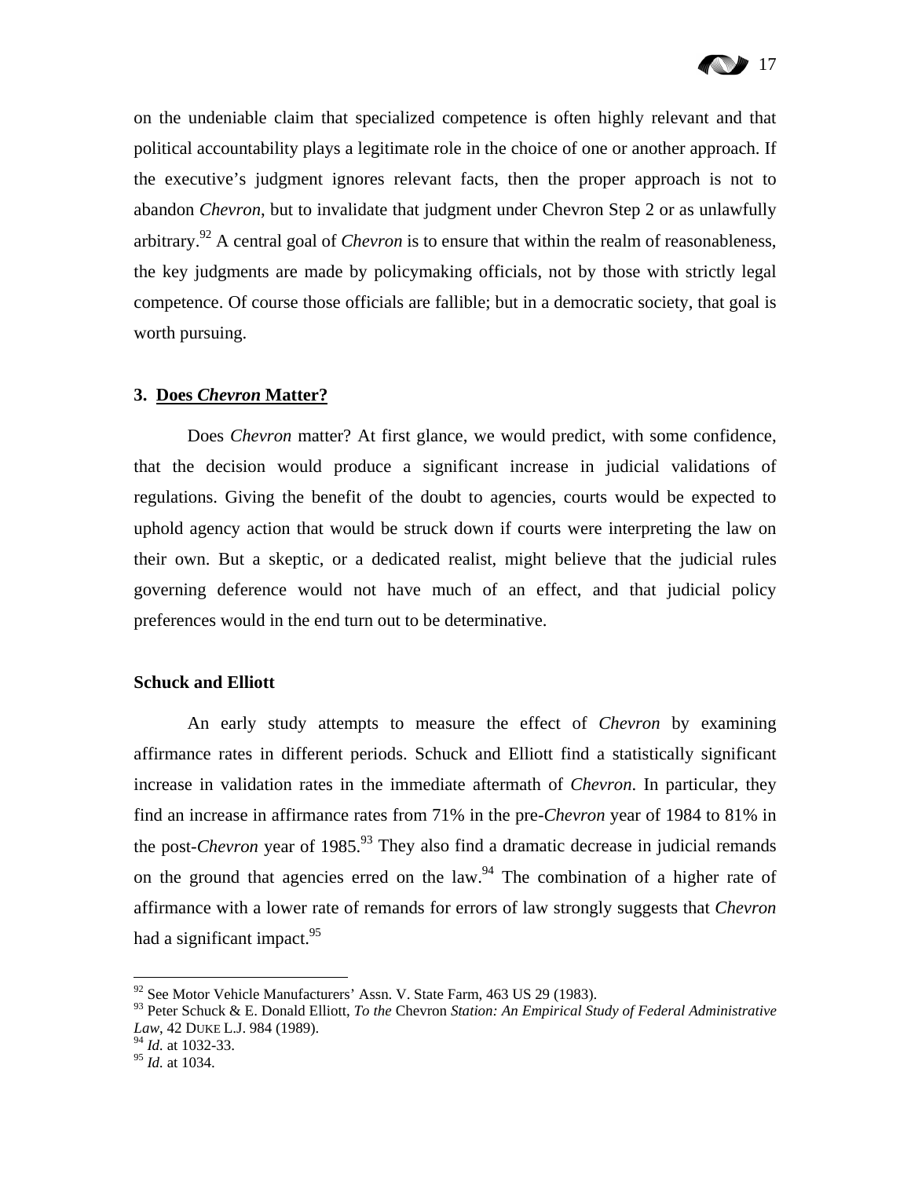on the undeniable claim that specialized competence is often highly relevant and that political accountability plays a legitimate role in the choice of one or another approach. If the executive's judgment ignores relevant facts, then the proper approach is not to abandon *Chevron*, but to invalidate that judgment under Chevron Step 2 or as unlawfully arbitrary.[92] A central goal of *Chevron* is to ensure that within the realm of reasonableness, the key judgments are made by policymaking officials, not by those with strictly legal competence. Of course those officials are fallible; but in a democratic society, that goal is worth pursuing.

### 3. Does *Chevron* Matter?

Does *Chevron* matter? At first glance, we would predict, with some confidence, that the decision would produce a significant increase in judicial validations of regulations. Giving the benefit of the doubt to agencies, courts would be expected to uphold agency action that would be struck down if courts were interpreting the law on their own. But a skeptic, or a dedicated realist, might believe that the judicial rules governing deference would not have much of an effect, and that judicial policy preferences would in the end turn out to be determinative.

#### Schuck and Elliott

An early study attempts to measure the effect of *Chevron* by examining affirmance rates in different periods. Schuck and Elliott find a statistically significant increase in validation rates in the immediate aftermath of *Chevron*. In particular, they find an increase in affirmance rates from 71% in the pre-*Chevron* year of 1984 to 81% in the post-*Chevron* year of 1985.[93] They also find a dramatic decrease in judicial remands on the ground that agencies erred on the law.[94] The combination of a higher rate of affirmance with a lower rate of remands for errors of law strongly suggests that *Chevron* had a significant impact.[95]

---

[92] See Motor Vehicle Manufacturers' Assn. V. State Farm, 463 US 29 (1983).

[93] Peter Schuck & E. Donald Elliott, *To the* Chevron *Station: An Empirical Study of Federal Administrative Law*, 42 DUKE L.J. 984 (1989).

[94] *Id.* at 1032-33.

[95] *Id.* at 1034.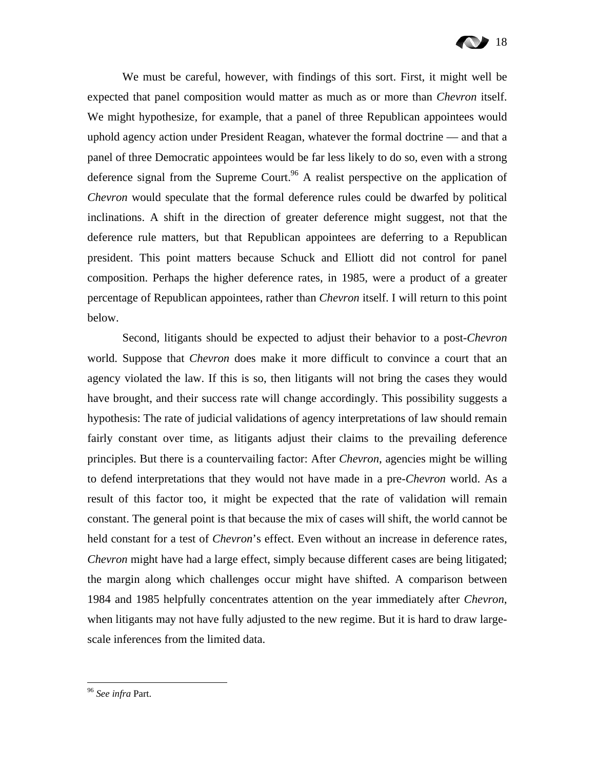We must be careful, however, with findings of this sort. First, it might well be expected that panel composition would matter as much as or more than *Chevron* itself. We might hypothesize, for example, that a panel of three Republican appointees would uphold agency action under President Reagan, whatever the formal doctrine — and that a panel of three Democratic appointees would be far less likely to do so, even with a strong deference signal from the Supreme Court.[96] A realist perspective on the application of *Chevron* would speculate that the formal deference rules could be dwarfed by political inclinations. A shift in the direction of greater deference might suggest, not that the deference rule matters, but that Republican appointees are deferring to a Republican president. This point matters because Schuck and Elliott did not control for panel composition. Perhaps the higher deference rates, in 1985, were a product of a greater percentage of Republican appointees, rather than *Chevron* itself. I will return to this point below.

Second, litigants should be expected to adjust their behavior to a post-*Chevron* world. Suppose that *Chevron* does make it more difficult to convince a court that an agency violated the law. If this is so, then litigants will not bring the cases they would have brought, and their success rate will change accordingly. This possibility suggests a hypothesis: The rate of judicial validations of agency interpretations of law should remain fairly constant over time, as litigants adjust their claims to the prevailing deference principles. But there is a countervailing factor: After *Chevron*, agencies might be willing to defend interpretations that they would not have made in a pre-*Chevron* world. As a result of this factor too, it might be expected that the rate of validation will remain constant. The general point is that because the mix of cases will shift, the world cannot be held constant for a test of *Chevron*'s effect. Even without an increase in deference rates, *Chevron* might have had a large effect, simply because different cases are being litigated; the margin along which challenges occur might have shifted. A comparison between 1984 and 1985 helpfully concentrates attention on the year immediately after *Chevron*, when litigants may not have fully adjusted to the new regime. But it is hard to draw large-scale inferences from the limited data.

---

[96] *See infra* Part.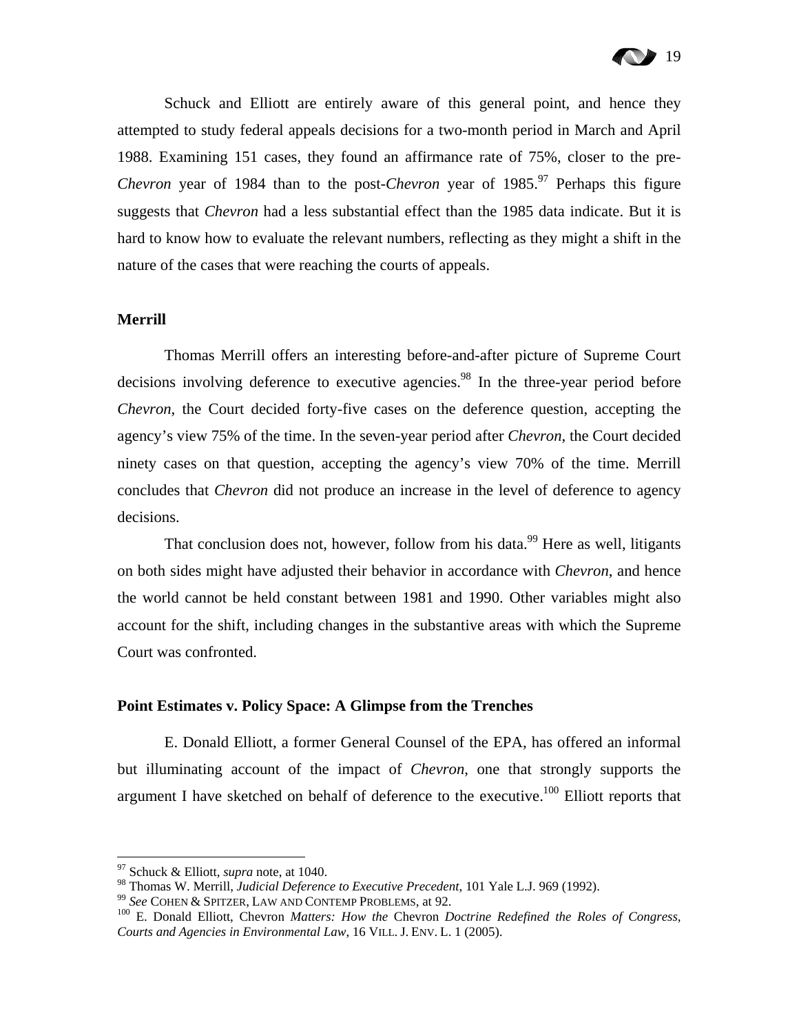Schuck and Elliott are entirely aware of this general point, and hence they attempted to study federal appeals decisions for a two-month period in March and April 1988. Examining 151 cases, they found an affirmance rate of 75%, closer to the pre-*Chevron* year of 1984 than to the post-*Chevron* year of 1985.[97] Perhaps this figure suggests that *Chevron* had a less substantial effect than the 1985 data indicate. But it is hard to know how to evaluate the relevant numbers, reflecting as they might a shift in the nature of the cases that were reaching the courts of appeals.

**Merrill**

Thomas Merrill offers an interesting before-and-after picture of Supreme Court decisions involving deference to executive agencies.[98] In the three-year period before *Chevron*, the Court decided forty-five cases on the deference question, accepting the agency's view 75% of the time. In the seven-year period after *Chevron*, the Court decided ninety cases on that question, accepting the agency's view 70% of the time. Merrill concludes that *Chevron* did not produce an increase in the level of deference to agency decisions.

That conclusion does not, however, follow from his data.[99] Here as well, litigants on both sides might have adjusted their behavior in accordance with *Chevron*, and hence the world cannot be held constant between 1981 and 1990. Other variables might also account for the shift, including changes in the substantive areas with which the Supreme Court was confronted.

**Point Estimates v. Policy Space: A Glimpse from the Trenches**

E. Donald Elliott, a former General Counsel of the EPA, has offered an informal but illuminating account of the impact of *Chevron*, one that strongly supports the argument I have sketched on behalf of deference to the executive.[100] Elliott reports that

---

[97] Schuck & Elliott, *supra* note, at 1040.

[98] Thomas W. Merrill, *Judicial Deference to Executive Precedent*, 101 Yale L.J. 969 (1992).

[99] *See* COHEN & SPITZER, LAW AND CONTEMP PROBLEMS, at 92.

[100] E. Donald Elliott, Chevron *Matters: How the* Chevron *Doctrine Redefined the Roles of Congress, Courts and Agencies in Environmental Law*, 16 VILL. J. ENV. L. 1 (2005).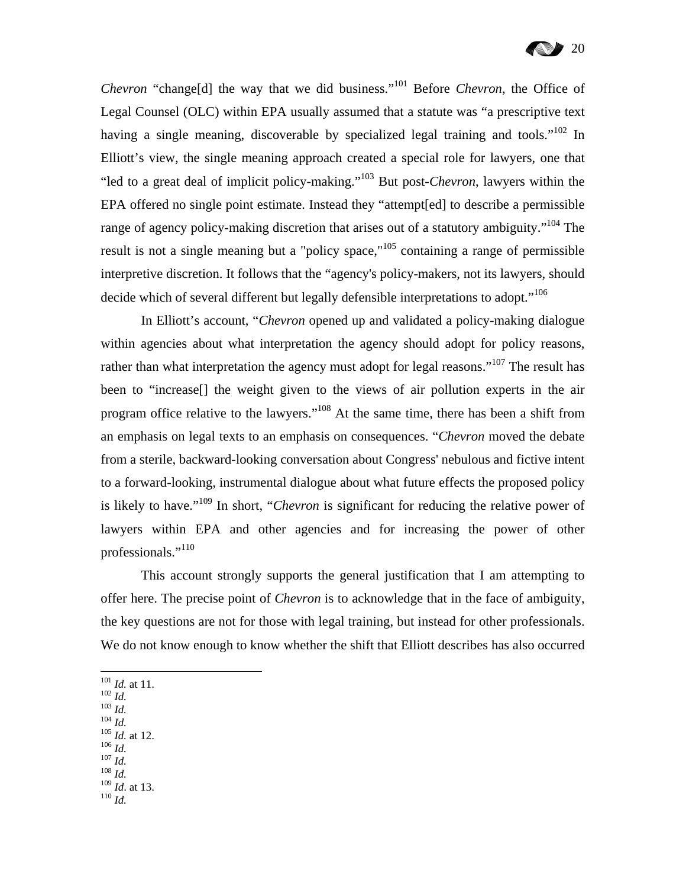*Chevron* "change[d] the way that we did business."[101] Before *Chevron*, the Office of Legal Counsel (OLC) within EPA usually assumed that a statute was "a prescriptive text having a single meaning, discoverable by specialized legal training and tools."[102] In Elliott's view, the single meaning approach created a special role for lawyers, one that "led to a great deal of implicit policy-making."[103] But post-*Chevron*, lawyers within the EPA offered no single point estimate. Instead they "attempt[ed] to describe a permissible range of agency policy-making discretion that arises out of a statutory ambiguity."[104] The result is not a single meaning but a "policy space,"[105] containing a range of permissible interpretive discretion. It follows that the "agency's policy-makers, not its lawyers, should decide which of several different but legally defensible interpretations to adopt."[106]

In Elliott's account, "*Chevron* opened up and validated a policy-making dialogue within agencies about what interpretation the agency should adopt for policy reasons, rather than what interpretation the agency must adopt for legal reasons."[107] The result has been to "increase[] the weight given to the views of air pollution experts in the air program office relative to the lawyers."[108] At the same time, there has been a shift from an emphasis on legal texts to an emphasis on consequences. "*Chevron* moved the debate from a sterile, backward-looking conversation about Congress' nebulous and fictive intent to a forward-looking, instrumental dialogue about what future effects the proposed policy is likely to have."[109] In short, "*Chevron* is significant for reducing the relative power of lawyers within EPA and other agencies and for increasing the power of other professionals."[110]

This account strongly supports the general justification that I am attempting to offer here. The precise point of *Chevron* is to acknowledge that in the face of ambiguity, the key questions are not for those with legal training, but instead for other professionals. We do not know enough to know whether the shift that Elliott describes has also occurred

---

[101] *Id.* at 11.
[102] *Id.*
[103] *Id.*
[104] *Id.*
[105] *Id.* at 12.
[106] *Id.*
[107] *Id.*
[108] *Id.*
[109] *Id*. at 13.
[110] *Id.*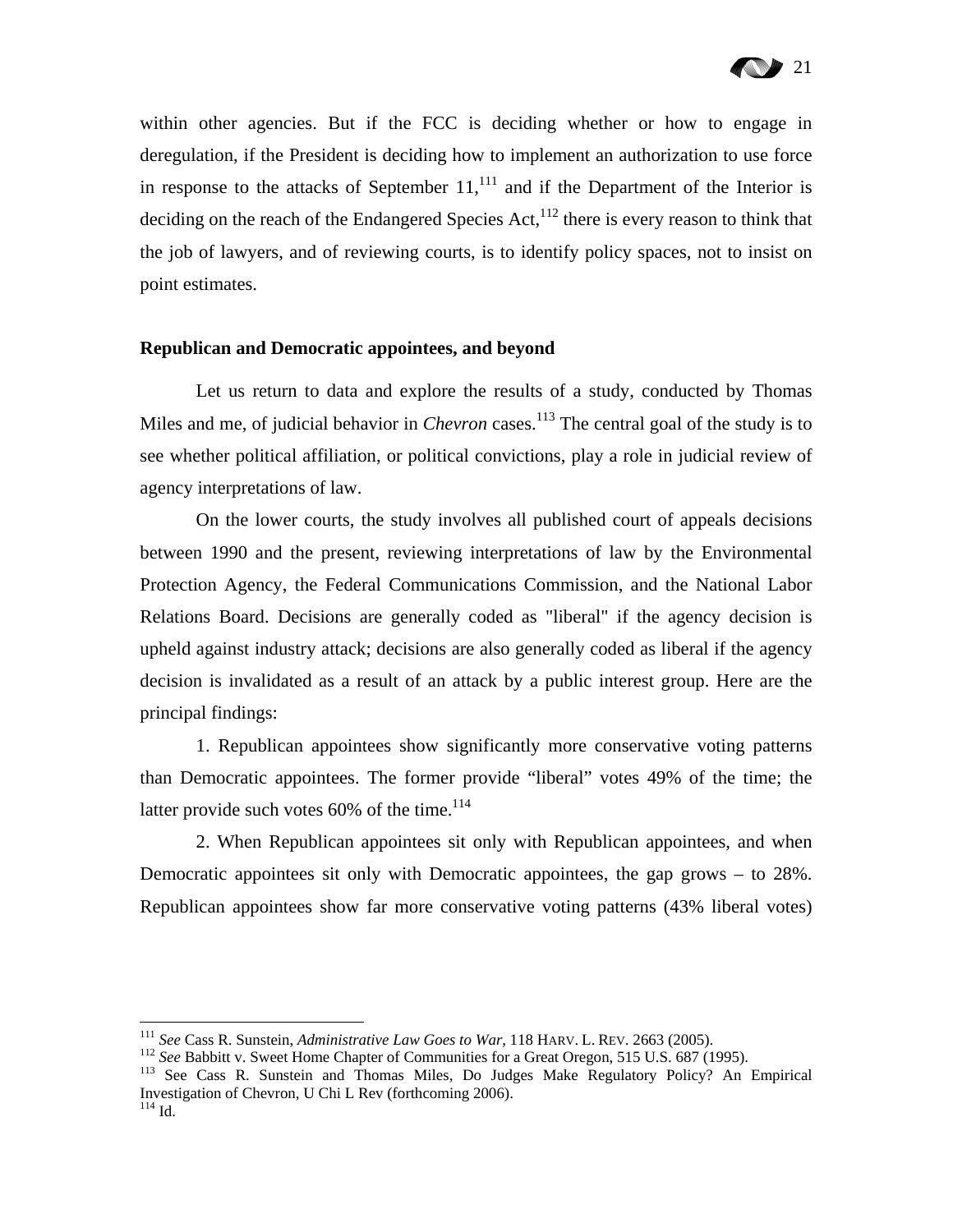within other agencies. But if the FCC is deciding whether or how to engage in deregulation, if the President is deciding how to implement an authorization to use force in response to the attacks of September 11,[111] and if the Department of the Interior is deciding on the reach of the Endangered Species Act,[112] there is every reason to think that the job of lawyers, and of reviewing courts, is to identify policy spaces, not to insist on point estimates.

**Republican and Democratic appointees, and beyond**

Let us return to data and explore the results of a study, conducted by Thomas Miles and me, of judicial behavior in *Chevron* cases.[113] The central goal of the study is to see whether political affiliation, or political convictions, play a role in judicial review of agency interpretations of law.

On the lower courts, the study involves all published court of appeals decisions between 1990 and the present, reviewing interpretations of law by the Environmental Protection Agency, the Federal Communications Commission, and the National Labor Relations Board. Decisions are generally coded as "liberal" if the agency decision is upheld against industry attack; decisions are also generally coded as liberal if the agency decision is invalidated as a result of an attack by a public interest group. Here are the principal findings:

1. Republican appointees show significantly more conservative voting patterns than Democratic appointees. The former provide "liberal" votes 49% of the time; the latter provide such votes 60% of the time.[114]

2. When Republican appointees sit only with Republican appointees, and when Democratic appointees sit only with Democratic appointees, the gap grows – to 28%. Republican appointees show far more conservative voting patterns (43% liberal votes)

---

[111] *See* Cass R. Sunstein, *Administrative Law Goes to War*, 118 HARV. L. REV. 2663 (2005).

[112] *See* Babbitt v. Sweet Home Chapter of Communities for a Great Oregon, 515 U.S. 687 (1995).

[113] See Cass R. Sunstein and Thomas Miles, Do Judges Make Regulatory Policy? An Empirical Investigation of Chevron, U Chi L Rev (forthcoming 2006).

[114] Id.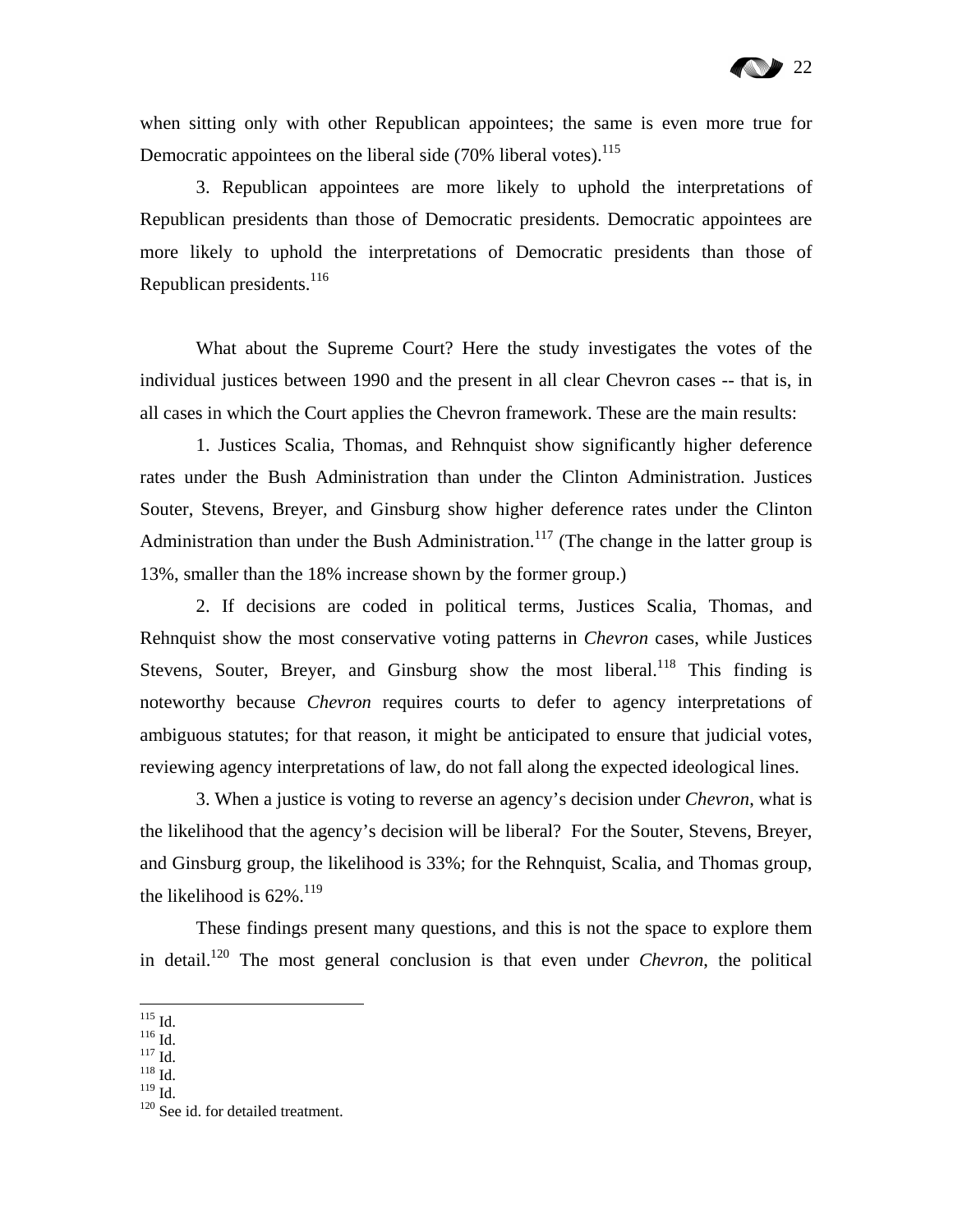when sitting only with other Republican appointees; the same is even more true for Democratic appointees on the liberal side (70% liberal votes).[115]

3. Republican appointees are more likely to uphold the interpretations of Republican presidents than those of Democratic presidents. Democratic appointees are more likely to uphold the interpretations of Democratic presidents than those of Republican presidents.[116]

What about the Supreme Court? Here the study investigates the votes of the individual justices between 1990 and the present in all clear Chevron cases -- that is, in all cases in which the Court applies the Chevron framework. These are the main results:

1. Justices Scalia, Thomas, and Rehnquist show significantly higher deference rates under the Bush Administration than under the Clinton Administration. Justices Souter, Stevens, Breyer, and Ginsburg show higher deference rates under the Clinton Administration than under the Bush Administration.[117] (The change in the latter group is 13%, smaller than the 18% increase shown by the former group.)

2. If decisions are coded in political terms, Justices Scalia, Thomas, and Rehnquist show the most conservative voting patterns in *Chevron* cases, while Justices Stevens, Souter, Breyer, and Ginsburg show the most liberal.[118] This finding is noteworthy because *Chevron* requires courts to defer to agency interpretations of ambiguous statutes; for that reason, it might be anticipated to ensure that judicial votes, reviewing agency interpretations of law, do not fall along the expected ideological lines.

3. When a justice is voting to reverse an agency's decision under *Chevron*, what is the likelihood that the agency's decision will be liberal? For the Souter, Stevens, Breyer, and Ginsburg group, the likelihood is 33%; for the Rehnquist, Scalia, and Thomas group, the likelihood is 62%.[119]

These findings present many questions, and this is not the space to explore them in detail.[120] The most general conclusion is that even under *Chevron*, the political

---

[115] Id.
[116] Id.
[117] Id.
[118] Id.
[119] Id.
[120] See id. for detailed treatment.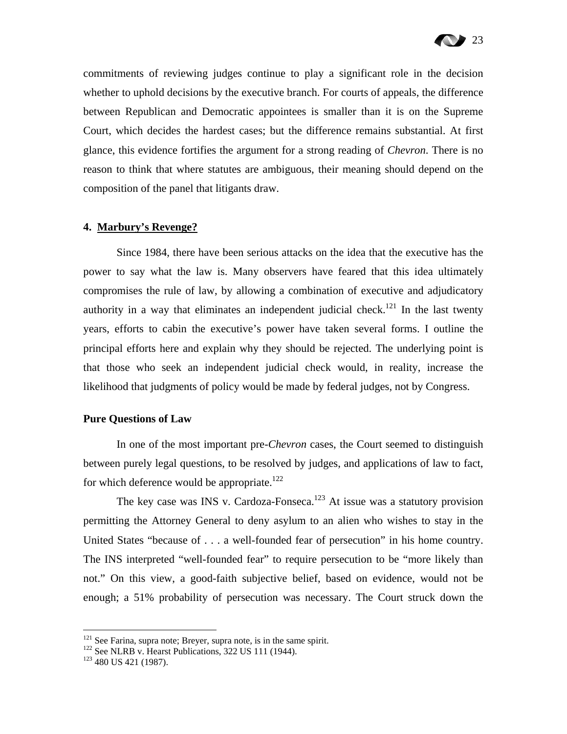commitments of reviewing judges continue to play a significant role in the decision whether to uphold decisions by the executive branch. For courts of appeals, the difference between Republican and Democratic appointees is smaller than it is on the Supreme Court, which decides the hardest cases; but the difference remains substantial. At first glance, this evidence fortifies the argument for a strong reading of *Chevron*. There is no reason to think that where statutes are ambiguous, their meaning should depend on the composition of the panel that litigants draw.

### 4. Marbury's Revenge?

Since 1984, there have been serious attacks on the idea that the executive has the power to say what the law is. Many observers have feared that this idea ultimately compromises the rule of law, by allowing a combination of executive and adjudicatory authority in a way that eliminates an independent judicial check.[121] In the last twenty years, efforts to cabin the executive's power have taken several forms. I outline the principal efforts here and explain why they should be rejected. The underlying point is that those who seek an independent judicial check would, in reality, increase the likelihood that judgments of policy would be made by federal judges, not by Congress.

#### Pure Questions of Law

In one of the most important pre-*Chevron* cases, the Court seemed to distinguish between purely legal questions, to be resolved by judges, and applications of law to fact, for which deference would be appropriate.[122]

The key case was INS v. Cardoza-Fonseca.[123] At issue was a statutory provision permitting the Attorney General to deny asylum to an alien who wishes to stay in the United States "because of . . . a well-founded fear of persecution" in his home country. The INS interpreted "well-founded fear" to require persecution to be "more likely than not." On this view, a good-faith subjective belief, based on evidence, would not be enough; a 51% probability of persecution was necessary. The Court struck down the

---

[121] See Farina, supra note; Breyer, supra note, is in the same spirit.

[122] See NLRB v. Hearst Publications, 322 US 111 (1944).

[123] 480 US 421 (1987).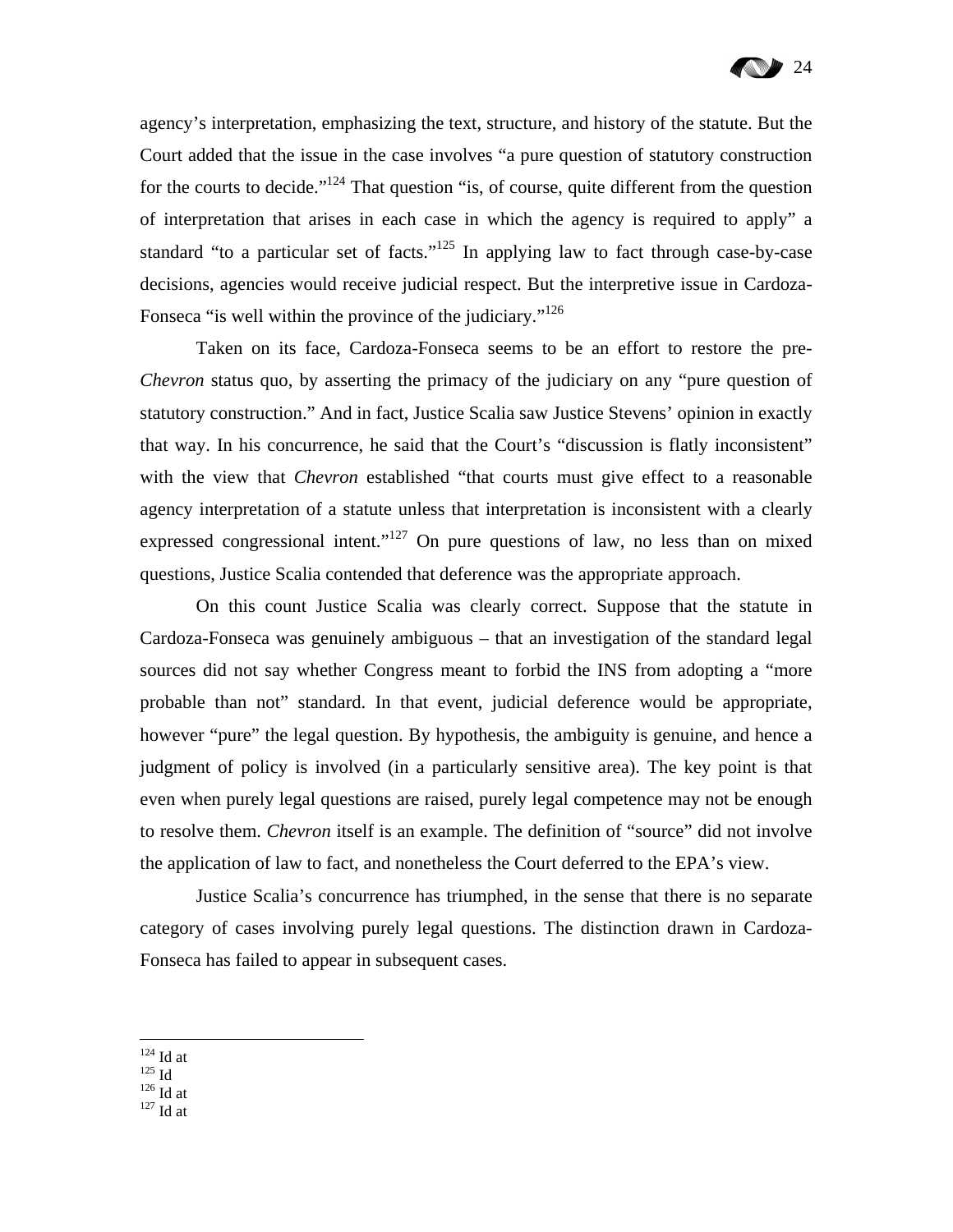agency's interpretation, emphasizing the text, structure, and history of the statute. But the Court added that the issue in the case involves "a pure question of statutory construction for the courts to decide."[124] That question "is, of course, quite different from the question of interpretation that arises in each case in which the agency is required to apply" a standard "to a particular set of facts."[125] In applying law to fact through case-by-case decisions, agencies would receive judicial respect. But the interpretive issue in Cardoza-Fonseca "is well within the province of the judiciary."[126]

Taken on its face, Cardoza-Fonseca seems to be an effort to restore the pre-*Chevron* status quo, by asserting the primacy of the judiciary on any "pure question of statutory construction." And in fact, Justice Scalia saw Justice Stevens' opinion in exactly that way. In his concurrence, he said that the Court's "discussion is flatly inconsistent" with the view that *Chevron* established "that courts must give effect to a reasonable agency interpretation of a statute unless that interpretation is inconsistent with a clearly expressed congressional intent."[127] On pure questions of law, no less than on mixed questions, Justice Scalia contended that deference was the appropriate approach.

On this count Justice Scalia was clearly correct. Suppose that the statute in Cardoza-Fonseca was genuinely ambiguous – that an investigation of the standard legal sources did not say whether Congress meant to forbid the INS from adopting a "more probable than not" standard. In that event, judicial deference would be appropriate, however "pure" the legal question. By hypothesis, the ambiguity is genuine, and hence a judgment of policy is involved (in a particularly sensitive area). The key point is that even when purely legal questions are raised, purely legal competence may not be enough to resolve them. *Chevron* itself is an example. The definition of "source" did not involve the application of law to fact, and nonetheless the Court deferred to the EPA's view.

Justice Scalia's concurrence has triumphed, in the sense that there is no separate category of cases involving purely legal questions. The distinction drawn in Cardoza-Fonseca has failed to appear in subsequent cases.

---

[124] Id at

[125] Id

[126] Id at

[127] Id at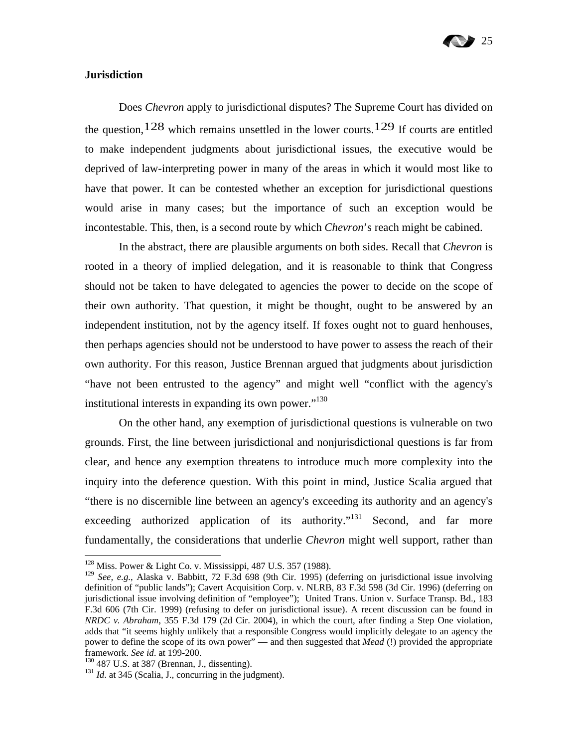## Jurisdiction

Does *Chevron* apply to jurisdictional disputes? The Supreme Court has divided on the question,[128] which remains unsettled in the lower courts.[129] If courts are entitled to make independent judgments about jurisdictional issues, the executive would be deprived of law-interpreting power in many of the areas in which it would most like to have that power. It can be contested whether an exception for jurisdictional questions would arise in many cases; but the importance of such an exception would be incontestable. This, then, is a second route by which *Chevron*'s reach might be cabined.

In the abstract, there are plausible arguments on both sides. Recall that *Chevron* is rooted in a theory of implied delegation, and it is reasonable to think that Congress should not be taken to have delegated to agencies the power to decide on the scope of their own authority. That question, it might be thought, ought to be answered by an independent institution, not by the agency itself. If foxes ought not to guard henhouses, then perhaps agencies should not be understood to have power to assess the reach of their own authority. For this reason, Justice Brennan argued that judgments about jurisdiction "have not been entrusted to the agency" and might well "conflict with the agency's institutional interests in expanding its own power."[130]

On the other hand, any exemption of jurisdictional questions is vulnerable on two grounds. First, the line between jurisdictional and nonjurisdictional questions is far from clear, and hence any exemption threatens to introduce much more complexity into the inquiry into the deference question. With this point in mind, Justice Scalia argued that "there is no discernible line between an agency's exceeding its authority and an agency's exceeding authorized application of its authority."[131] Second, and far more fundamentally, the considerations that underlie *Chevron* might well support, rather than

---

[128] Miss. Power & Light Co. v. Mississippi, 487 U.S. 357 (1988).

[129] *See, e.g.*, Alaska v. Babbitt, 72 F.3d 698 (9th Cir. 1995) (deferring on jurisdictional issue involving definition of "public lands"); Cavert Acquisition Corp. v. NLRB, 83 F.3d 598 (3d Cir. 1996) (deferring on jurisdictional issue involving definition of "employee"); United Trans. Union v. Surface Transp. Bd., 183 F.3d 606 (7th Cir. 1999) (refusing to defer on jurisdictional issue). A recent discussion can be found in *NRDC v. Abraham*, 355 F.3d 179 (2d Cir. 2004), in which the court, after finding a Step One violation, adds that "it seems highly unlikely that a responsible Congress would implicitly delegate to an agency the power to define the scope of its own power" — and then suggested that *Mead* (!) provided the appropriate framework. *See id*. at 199-200.

[130] 487 U.S. at 387 (Brennan, J., dissenting).

[131] *Id*. at 345 (Scalia, J., concurring in the judgment).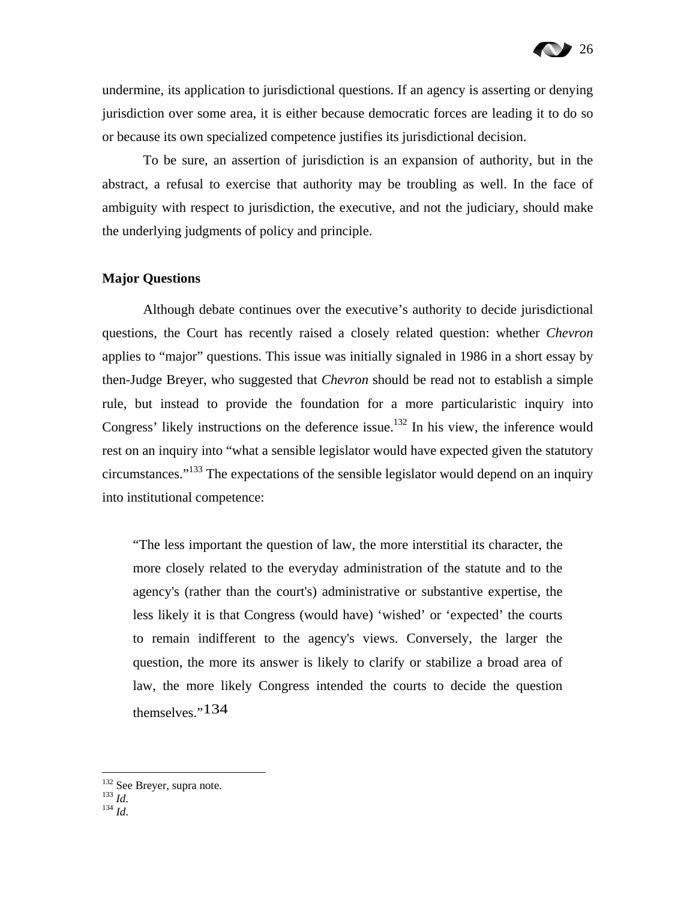undermine, its application to jurisdictional questions. If an agency is asserting or denying jurisdiction over some area, it is either because democratic forces are leading it to do so or because its own specialized competence justifies its jurisdictional decision.

To be sure, an assertion of jurisdiction is an expansion of authority, but in the abstract, a refusal to exercise that authority may be troubling as well. In the face of ambiguity with respect to jurisdiction, the executive, and not the judiciary, should make the underlying judgments of policy and principle.

**Major Questions**

Although debate continues over the executive's authority to decide jurisdictional questions, the Court has recently raised a closely related question: whether *Chevron* applies to "major" questions. This issue was initially signaled in 1986 in a short essay by then-Judge Breyer, who suggested that *Chevron* should be read not to establish a simple rule, but instead to provide the foundation for a more particularistic inquiry into Congress' likely instructions on the deference issue.[132] In his view, the inference would rest on an inquiry into "what a sensible legislator would have expected given the statutory circumstances."[133] The expectations of the sensible legislator would depend on an inquiry into institutional competence:

> "The less important the question of law, the more interstitial its character, the more closely related to the everyday administration of the statute and to the agency's (rather than the court's) administrative or substantive expertise, the less likely it is that Congress (would have) 'wished' or 'expected' the courts to remain indifferent to the agency's views. Conversely, the larger the question, the more its answer is likely to clarify or stabilize a broad area of law, the more likely Congress intended the courts to decide the question themselves."[134]

---

[132] See Breyer, supra note.
[133] *Id*.
[134] *Id*.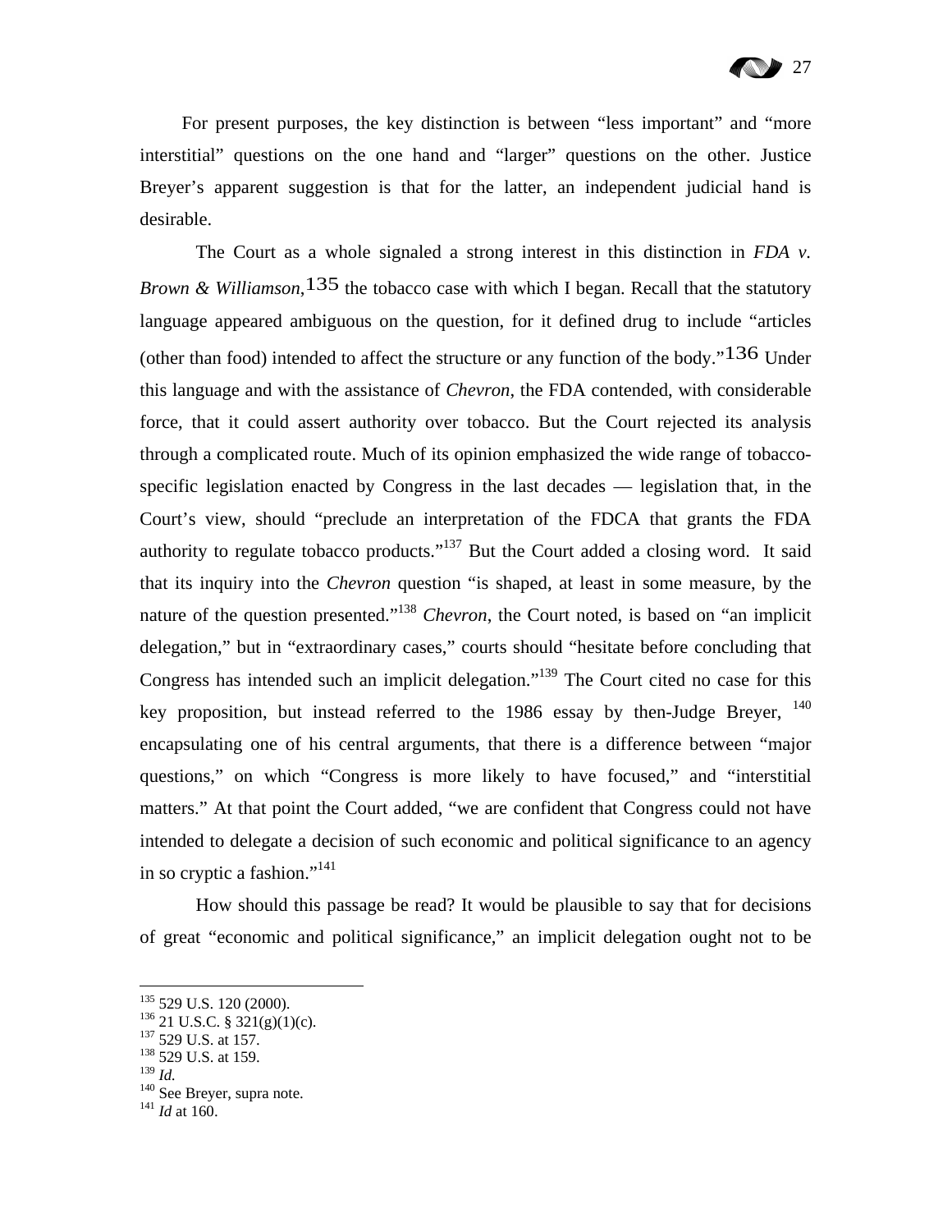For present purposes, the key distinction is between "less important" and "more interstitial" questions on the one hand and "larger" questions on the other. Justice Breyer's apparent suggestion is that for the latter, an independent judicial hand is desirable.

The Court as a whole signaled a strong interest in this distinction in *FDA v. Brown & Williamson*,[135] the tobacco case with which I began. Recall that the statutory language appeared ambiguous on the question, for it defined drug to include "articles (other than food) intended to affect the structure or any function of the body."[136] Under this language and with the assistance of *Chevron*, the FDA contended, with considerable force, that it could assert authority over tobacco. But the Court rejected its analysis through a complicated route. Much of its opinion emphasized the wide range of tobacco-specific legislation enacted by Congress in the last decades — legislation that, in the Court's view, should "preclude an interpretation of the FDCA that grants the FDA authority to regulate tobacco products."[137] But the Court added a closing word. It said that its inquiry into the *Chevron* question "is shaped, at least in some measure, by the nature of the question presented."[138] *Chevron*, the Court noted, is based on "an implicit delegation," but in "extraordinary cases," courts should "hesitate before concluding that Congress has intended such an implicit delegation."[139] The Court cited no case for this key proposition, but instead referred to the 1986 essay by then-Judge Breyer, [140] encapsulating one of his central arguments, that there is a difference between "major questions," on which "Congress is more likely to have focused," and "interstitial matters." At that point the Court added, "we are confident that Congress could not have intended to delegate a decision of such economic and political significance to an agency in so cryptic a fashion."[141]

How should this passage be read? It would be plausible to say that for decisions of great "economic and political significance," an implicit delegation ought not to be

---

[135] 529 U.S. 120 (2000).

[136] 21 U.S.C. § 321(g)(1)(c).

[137] 529 U.S. at 157.

[138] 529 U.S. at 159.

[139] *Id.*

[140] See Breyer, supra note.

[141] *Id* at 160.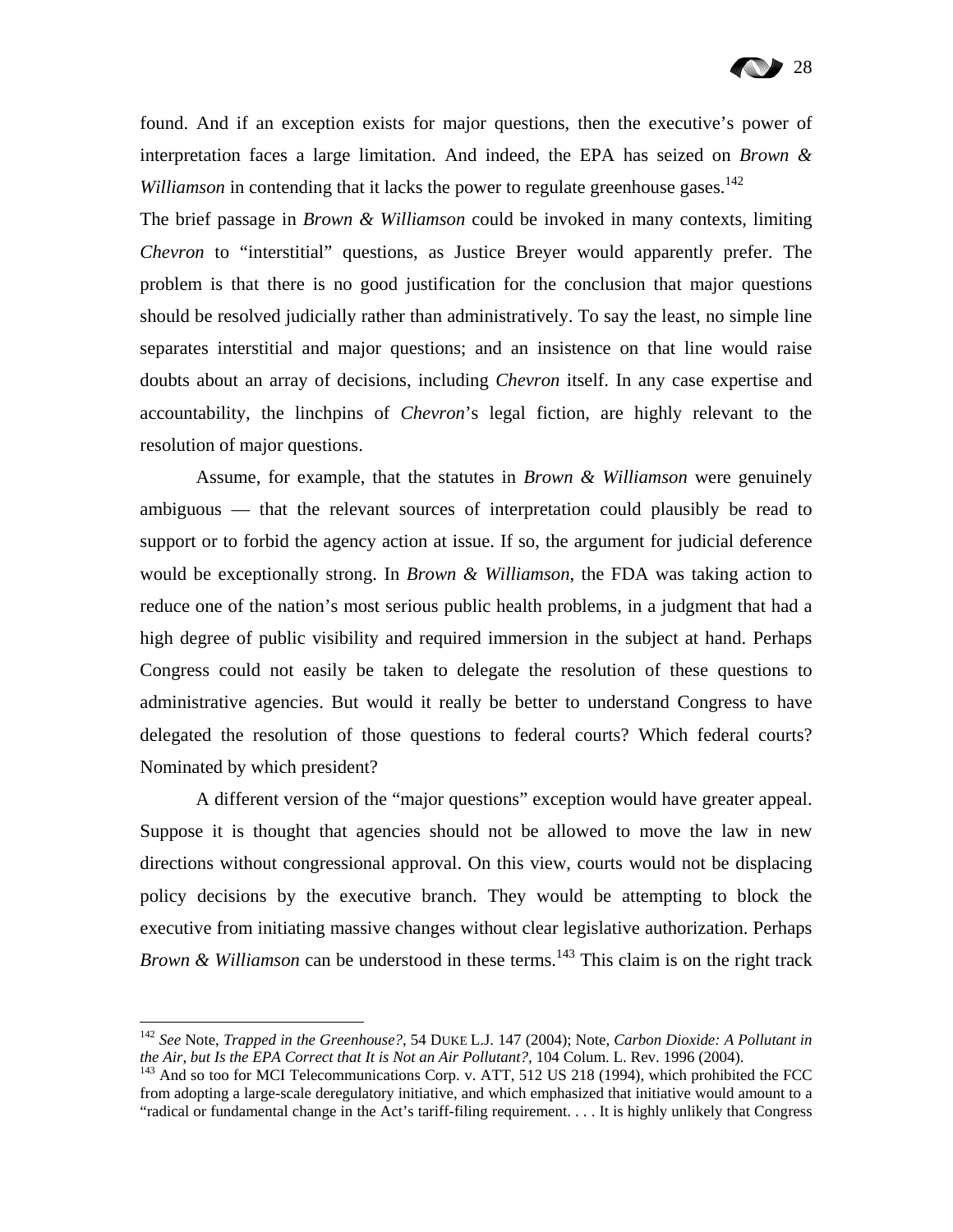found. And if an exception exists for major questions, then the executive's power of interpretation faces a large limitation. And indeed, the EPA has seized on *Brown & Williamson* in contending that it lacks the power to regulate greenhouse gases.[142]

The brief passage in *Brown & Williamson* could be invoked in many contexts, limiting *Chevron* to "interstitial" questions, as Justice Breyer would apparently prefer. The problem is that there is no good justification for the conclusion that major questions should be resolved judicially rather than administratively. To say the least, no simple line separates interstitial and major questions; and an insistence on that line would raise doubts about an array of decisions, including *Chevron* itself. In any case expertise and accountability, the linchpins of *Chevron*'s legal fiction, are highly relevant to the resolution of major questions.

Assume, for example, that the statutes in *Brown & Williamson* were genuinely ambiguous — that the relevant sources of interpretation could plausibly be read to support or to forbid the agency action at issue. If so, the argument for judicial deference would be exceptionally strong. In *Brown & Williamson*, the FDA was taking action to reduce one of the nation's most serious public health problems, in a judgment that had a high degree of public visibility and required immersion in the subject at hand. Perhaps Congress could not easily be taken to delegate the resolution of these questions to administrative agencies. But would it really be better to understand Congress to have delegated the resolution of those questions to federal courts? Which federal courts? Nominated by which president?

A different version of the "major questions" exception would have greater appeal. Suppose it is thought that agencies should not be allowed to move the law in new directions without congressional approval. On this view, courts would not be displacing policy decisions by the executive branch. They would be attempting to block the executive from initiating massive changes without clear legislative authorization. Perhaps *Brown & Williamson* can be understood in these terms.[143] This claim is on the right track

---

[142] *See* Note, *Trapped in the Greenhouse?*, 54 DUKE L.J. 147 (2004); Note, *Carbon Dioxide: A Pollutant in the Air, but Is the EPA Correct that It is Not an Air Pollutant?*, 104 Colum. L. Rev. 1996 (2004).

[143] And so too for MCI Telecommunications Corp. v. ATT, 512 US 218 (1994), which prohibited the FCC from adopting a large-scale deregulatory initiative, and which emphasized that initiative would amount to a "radical or fundamental change in the Act's tariff-filing requirement. . . . It is highly unlikely that Congress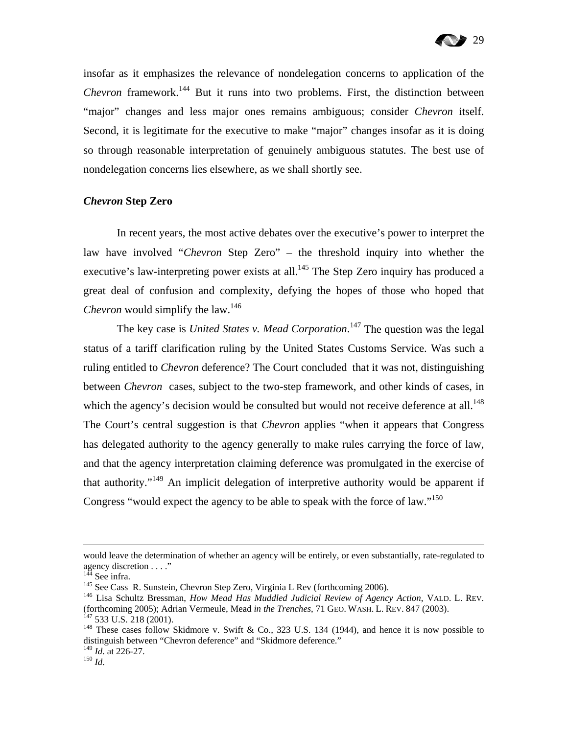insofar as it emphasizes the relevance of nondelegation concerns to application of the *Chevron* framework.[144] But it runs into two problems. First, the distinction between "major" changes and less major ones remains ambiguous; consider *Chevron* itself. Second, it is legitimate for the executive to make "major" changes insofar as it is doing so through reasonable interpretation of genuinely ambiguous statutes. The best use of nondelegation concerns lies elsewhere, as we shall shortly see.

### *Chevron* Step Zero

In recent years, the most active debates over the executive's power to interpret the law have involved "*Chevron* Step Zero" – the threshold inquiry into whether the executive's law-interpreting power exists at all.[145] The Step Zero inquiry has produced a great deal of confusion and complexity, defying the hopes of those who hoped that *Chevron* would simplify the law.[146]

The key case is *United States v. Mead Corporation*.[147] The question was the legal status of a tariff clarification ruling by the United States Customs Service. Was such a ruling entitled to *Chevron* deference? The Court concluded that it was not, distinguishing between *Chevron* cases, subject to the two-step framework, and other kinds of cases, in which the agency's decision would be consulted but would not receive deference at all.[148] The Court's central suggestion is that *Chevron* applies "when it appears that Congress has delegated authority to the agency generally to make rules carrying the force of law, and that the agency interpretation claiming deference was promulgated in the exercise of that authority."[149] An implicit delegation of interpretive authority would be apparent if Congress "would expect the agency to be able to speak with the force of law."[150]

---

would leave the determination of whether an agency will be entirely, or even substantially, rate-regulated to agency discretion . . . ."

[144] See infra.

[145] See Cass R. Sunstein, Chevron Step Zero, Virginia L Rev (forthcoming 2006).

[146] Lisa Schultz Bressman, *How Mead Has Muddled Judicial Review of Agency Action*, VALD. L. REV. (forthcoming 2005); Adrian Vermeule, Mead *in the Trenches*, 71 GEO. WASH. L. REV. 847 (2003).

[147] 533 U.S. 218 (2001).

[148] These cases follow Skidmore v. Swift & Co., 323 U.S. 134 (1944), and hence it is now possible to distinguish between "Chevron deference" and "Skidmore deference."

[149] *Id*. at 226-27.

[150] *Id*.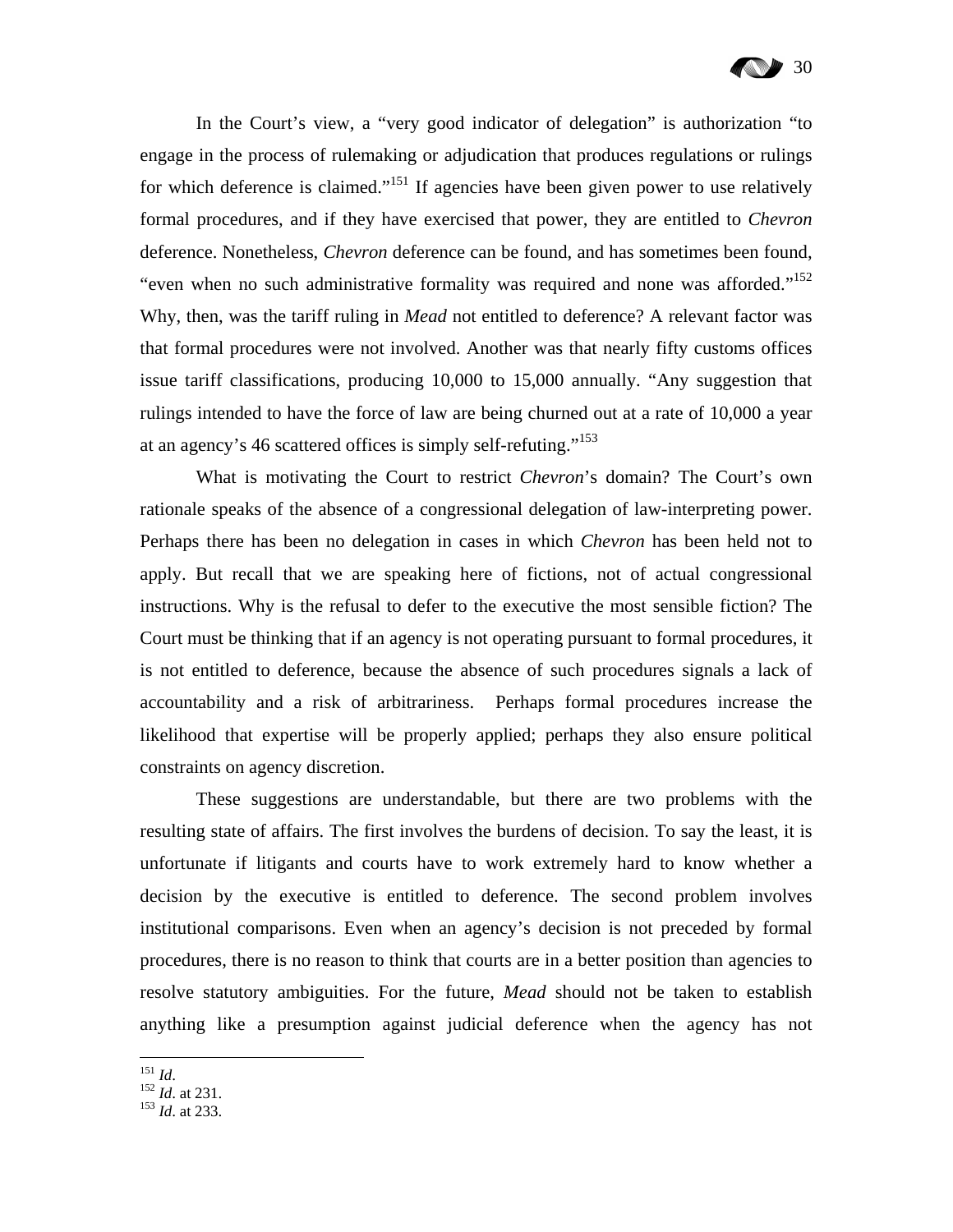In the Court's view, a "very good indicator of delegation" is authorization "to engage in the process of rulemaking or adjudication that produces regulations or rulings for which deference is claimed."[151] If agencies have been given power to use relatively formal procedures, and if they have exercised that power, they are entitled to *Chevron* deference. Nonetheless, *Chevron* deference can be found, and has sometimes been found, "even when no such administrative formality was required and none was afforded."[152] Why, then, was the tariff ruling in *Mead* not entitled to deference? A relevant factor was that formal procedures were not involved. Another was that nearly fifty customs offices issue tariff classifications, producing 10,000 to 15,000 annually. "Any suggestion that rulings intended to have the force of law are being churned out at a rate of 10,000 a year at an agency's 46 scattered offices is simply self-refuting."[153]

What is motivating the Court to restrict *Chevron*'s domain? The Court's own rationale speaks of the absence of a congressional delegation of law-interpreting power. Perhaps there has been no delegation in cases in which *Chevron* has been held not to apply. But recall that we are speaking here of fictions, not of actual congressional instructions. Why is the refusal to defer to the executive the most sensible fiction? The Court must be thinking that if an agency is not operating pursuant to formal procedures, it is not entitled to deference, because the absence of such procedures signals a lack of accountability and a risk of arbitrariness. Perhaps formal procedures increase the likelihood that expertise will be properly applied; perhaps they also ensure political constraints on agency discretion.

These suggestions are understandable, but there are two problems with the resulting state of affairs. The first involves the burdens of decision. To say the least, it is unfortunate if litigants and courts have to work extremely hard to know whether a decision by the executive is entitled to deference. The second problem involves institutional comparisons. Even when an agency's decision is not preceded by formal procedures, there is no reason to think that courts are in a better position than agencies to resolve statutory ambiguities. For the future, *Mead* should not be taken to establish anything like a presumption against judicial deference when the agency has not

---

[151] *Id*.

[152] *Id*. at 231.

[153] *Id*. at 233.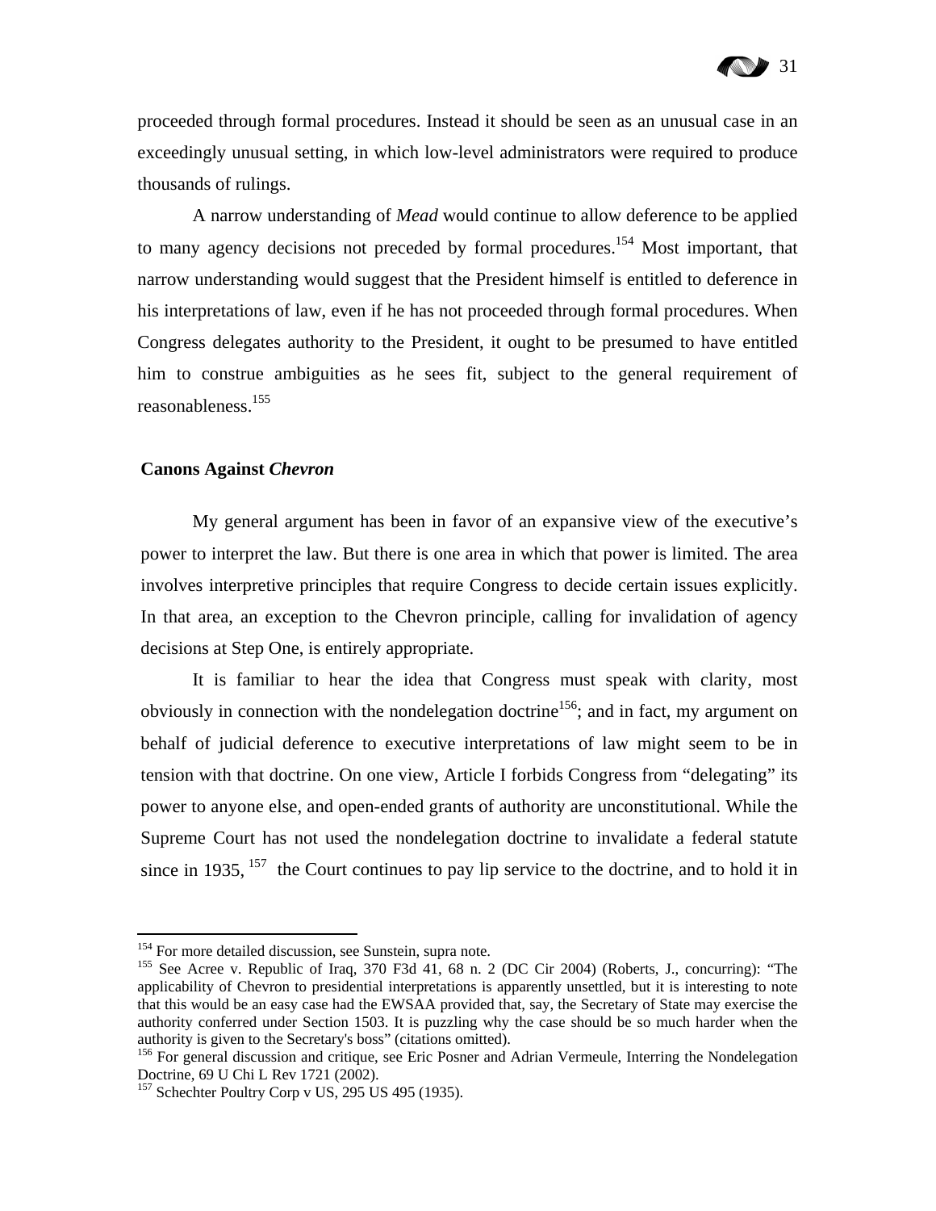proceeded through formal procedures. Instead it should be seen as an unusual case in an exceedingly unusual setting, in which low-level administrators were required to produce thousands of rulings.

A narrow understanding of *Mead* would continue to allow deference to be applied to many agency decisions not preceded by formal procedures.[154] Most important, that narrow understanding would suggest that the President himself is entitled to deference in his interpretations of law, even if he has not proceeded through formal procedures. When Congress delegates authority to the President, it ought to be presumed to have entitled him to construe ambiguities as he sees fit, subject to the general requirement of reasonableness.[155]

### Canons Against *Chevron*

My general argument has been in favor of an expansive view of the executive's power to interpret the law. But there is one area in which that power is limited. The area involves interpretive principles that require Congress to decide certain issues explicitly. In that area, an exception to the Chevron principle, calling for invalidation of agency decisions at Step One, is entirely appropriate.

It is familiar to hear the idea that Congress must speak with clarity, most obviously in connection with the nondelegation doctrine[156]; and in fact, my argument on behalf of judicial deference to executive interpretations of law might seem to be in tension with that doctrine. On one view, Article I forbids Congress from "delegating" its power to anyone else, and open-ended grants of authority are unconstitutional. While the Supreme Court has not used the nondelegation doctrine to invalidate a federal statute since in 1935, [157] the Court continues to pay lip service to the doctrine, and to hold it in

---

[154] For more detailed discussion, see Sunstein, supra note.

[155] See Acree v. Republic of Iraq, 370 F3d 41, 68 n. 2 (DC Cir 2004) (Roberts, J., concurring): "The applicability of Chevron to presidential interpretations is apparently unsettled, but it is interesting to note that this would be an easy case had the EWSAA provided that, say, the Secretary of State may exercise the authority conferred under Section 1503. It is puzzling why the case should be so much harder when the authority is given to the Secretary's boss" (citations omitted).

[156] For general discussion and critique, see Eric Posner and Adrian Vermeule, Interring the Nondelegation Doctrine, 69 U Chi L Rev 1721 (2002).

[157] Schechter Poultry Corp v US, 295 US 495 (1935).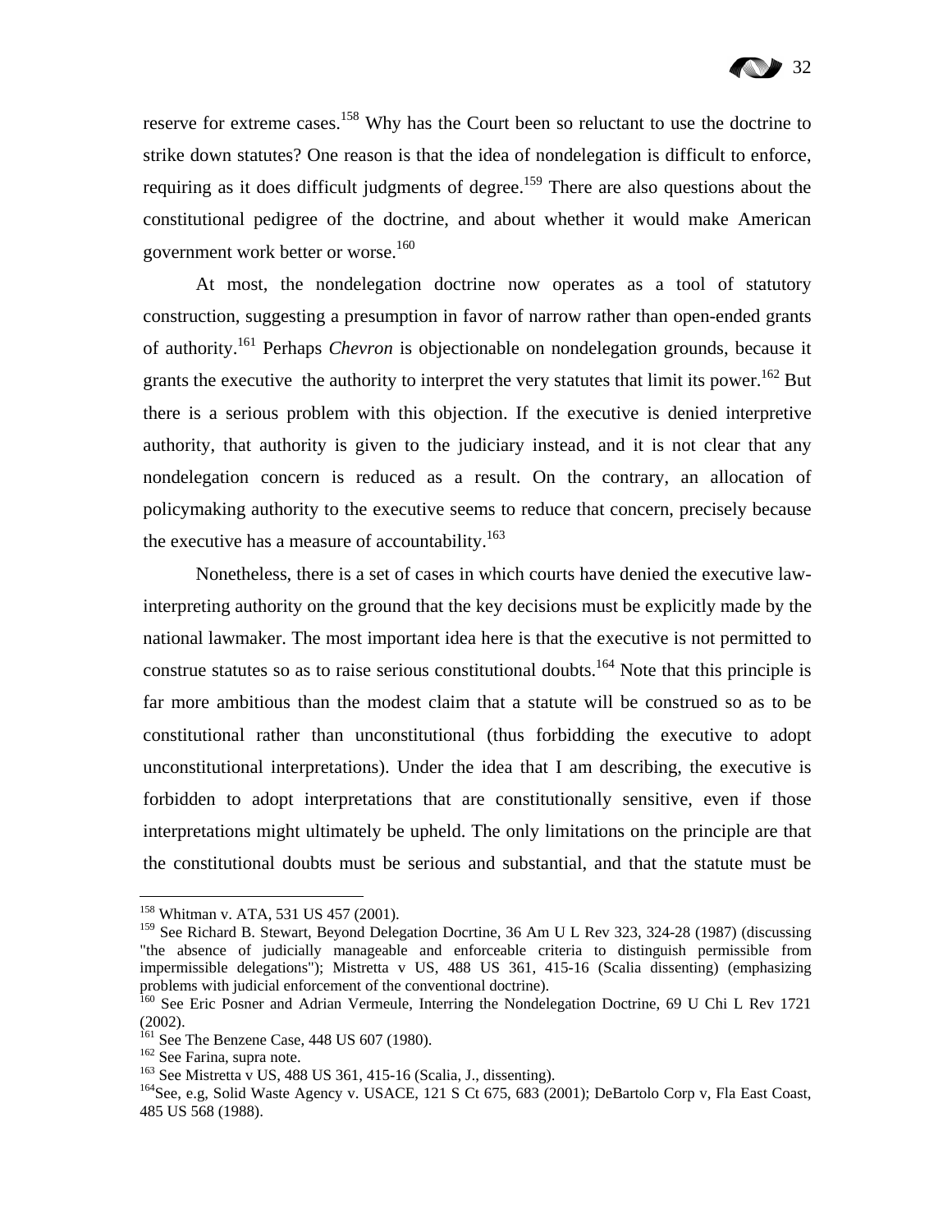reserve for extreme cases.[158] Why has the Court been so reluctant to use the doctrine to strike down statutes? One reason is that the idea of nondelegation is difficult to enforce, requiring as it does difficult judgments of degree.[159] There are also questions about the constitutional pedigree of the doctrine, and about whether it would make American government work better or worse.[160]

At most, the nondelegation doctrine now operates as a tool of statutory construction, suggesting a presumption in favor of narrow rather than open-ended grants of authority.[161] Perhaps *Chevron* is objectionable on nondelegation grounds, because it grants the executive the authority to interpret the very statutes that limit its power.[162] But there is a serious problem with this objection. If the executive is denied interpretive authority, that authority is given to the judiciary instead, and it is not clear that any nondelegation concern is reduced as a result. On the contrary, an allocation of policymaking authority to the executive seems to reduce that concern, precisely because the executive has a measure of accountability.[163]

Nonetheless, there is a set of cases in which courts have denied the executive law-interpreting authority on the ground that the key decisions must be explicitly made by the national lawmaker. The most important idea here is that the executive is not permitted to construe statutes so as to raise serious constitutional doubts.[164] Note that this principle is far more ambitious than the modest claim that a statute will be construed so as to be constitutional rather than unconstitutional (thus forbidding the executive to adopt unconstitutional interpretations). Under the idea that I am describing, the executive is forbidden to adopt interpretations that are constitutionally sensitive, even if those interpretations might ultimately be upheld. The only limitations on the principle are that the constitutional doubts must be serious and substantial, and that the statute must be

---

[158] Whitman v. ATA, 531 US 457 (2001).

[159] See Richard B. Stewart, Beyond Delegation Docrtine, 36 Am U L Rev 323, 324-28 (1987) (discussing "the absence of judicially manageable and enforceable criteria to distinguish permissible from impermissible delegations"); Mistretta v US, 488 US 361, 415-16 (Scalia dissenting) (emphasizing problems with judicial enforcement of the conventional doctrine).

[160] See Eric Posner and Adrian Vermeule, Interring the Nondelegation Doctrine, 69 U Chi L Rev 1721 (2002).

[161] See The Benzene Case, 448 US 607 (1980).

[162] See Farina, supra note.

[163] See Mistretta v US, 488 US 361, 415-16 (Scalia, J., dissenting).

[164] See, e.g, Solid Waste Agency v. USACE, 121 S Ct 675, 683 (2001); DeBartolo Corp v, Fla East Coast, 485 US 568 (1988).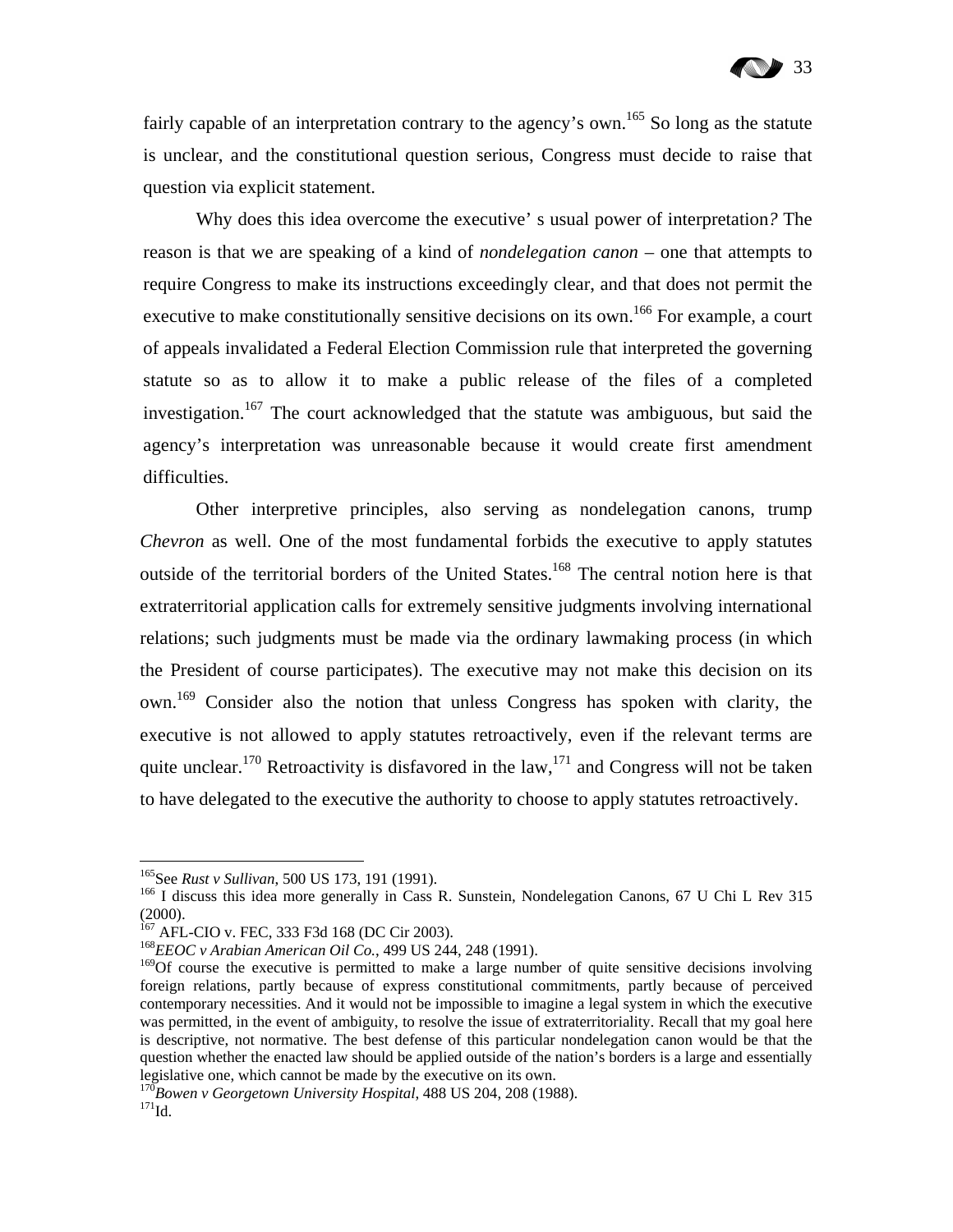fairly capable of an interpretation contrary to the agency's own.[165] So long as the statute is unclear, and the constitutional question serious, Congress must decide to raise that question via explicit statement.

Why does this idea overcome the executive' s usual power of interpretation? The reason is that we are speaking of a kind of *nondelegation canon* – one that attempts to require Congress to make its instructions exceedingly clear, and that does not permit the executive to make constitutionally sensitive decisions on its own.[166] For example, a court of appeals invalidated a Federal Election Commission rule that interpreted the governing statute so as to allow it to make a public release of the files of a completed investigation.[167] The court acknowledged that the statute was ambiguous, but said the agency's interpretation was unreasonable because it would create first amendment difficulties.

Other interpretive principles, also serving as nondelegation canons, trump *Chevron* as well. One of the most fundamental forbids the executive to apply statutes outside of the territorial borders of the United States.[168] The central notion here is that extraterritorial application calls for extremely sensitive judgments involving international relations; such judgments must be made via the ordinary lawmaking process (in which the President of course participates). The executive may not make this decision on its own.[169] Consider also the notion that unless Congress has spoken with clarity, the executive is not allowed to apply statutes retroactively, even if the relevant terms are quite unclear.[170] Retroactivity is disfavored in the law,[171] and Congress will not be taken to have delegated to the executive the authority to choose to apply statutes retroactively.

---

[165] See *Rust v Sullivan*, 500 US 173, 191 (1991).

[166] I discuss this idea more generally in Cass R. Sunstein, Nondelegation Canons, 67 U Chi L Rev 315 (2000).

[167] AFL-CIO v. FEC, 333 F3d 168 (DC Cir 2003).

[168] *EEOC v Arabian American Oil Co.*, 499 US 244, 248 (1991).

[169] Of course the executive is permitted to make a large number of quite sensitive decisions involving foreign relations, partly because of express constitutional commitments, partly because of perceived contemporary necessities. And it would not be impossible to imagine a legal system in which the executive was permitted, in the event of ambiguity, to resolve the issue of extraterritoriality. Recall that my goal here is descriptive, not normative. The best defense of this particular nondelegation canon would be that the question whether the enacted law should be applied outside of the nation's borders is a large and essentially legislative one, which cannot be made by the executive on its own.

[170] *Bowen v Georgetown University Hospital*, 488 US 204, 208 (1988).

[171] Id.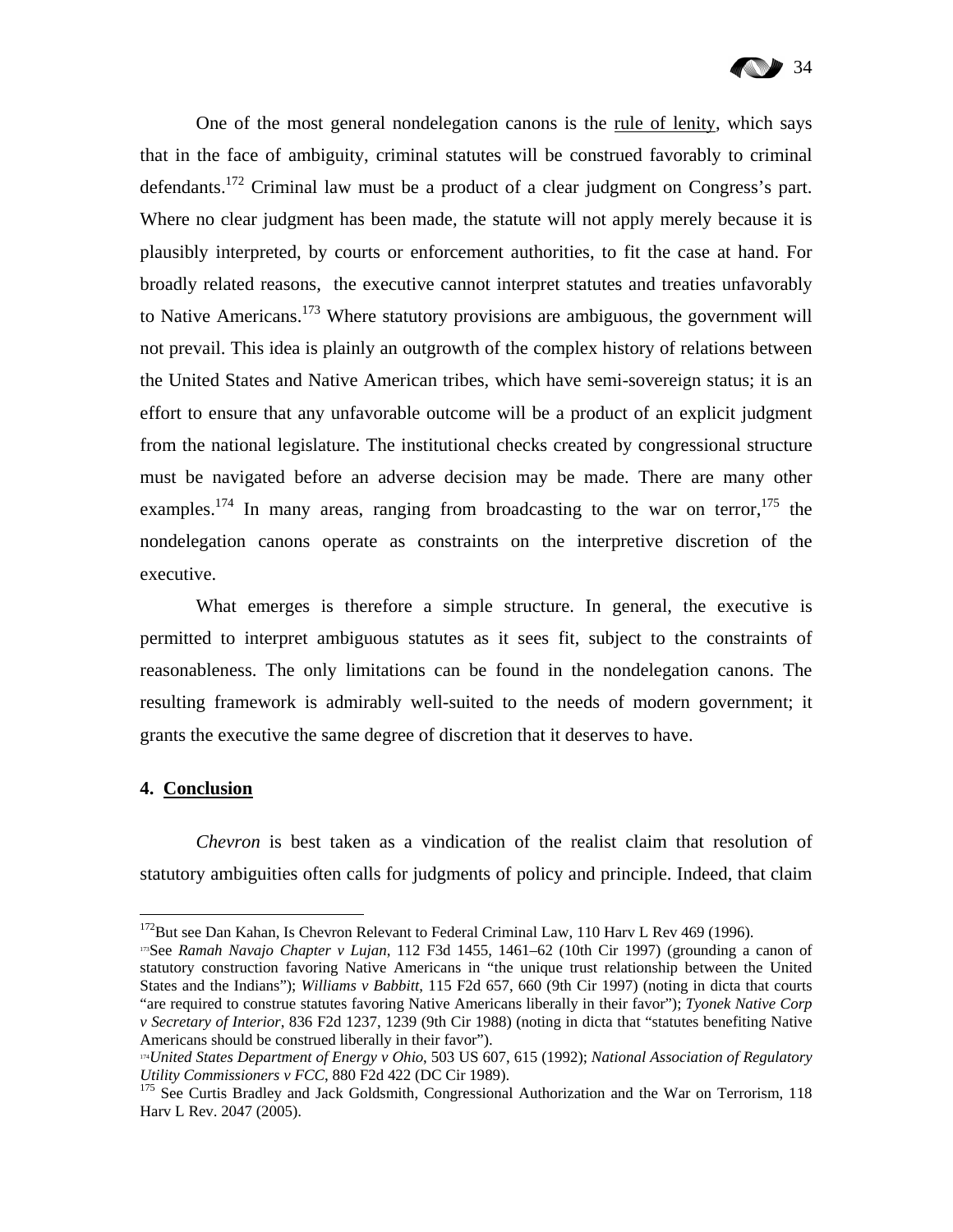One of the most general nondelegation canons is the rule of lenity, which says that in the face of ambiguity, criminal statutes will be construed favorably to criminal defendants.[172] Criminal law must be a product of a clear judgment on Congress's part. Where no clear judgment has been made, the statute will not apply merely because it is plausibly interpreted, by courts or enforcement authorities, to fit the case at hand. For broadly related reasons, the executive cannot interpret statutes and treaties unfavorably to Native Americans.[173] Where statutory provisions are ambiguous, the government will not prevail. This idea is plainly an outgrowth of the complex history of relations between the United States and Native American tribes, which have semi-sovereign status; it is an effort to ensure that any unfavorable outcome will be a product of an explicit judgment from the national legislature. The institutional checks created by congressional structure must be navigated before an adverse decision may be made. There are many other examples.[174] In many areas, ranging from broadcasting to the war on terror,[175] the nondelegation canons operate as constraints on the interpretive discretion of the executive.

What emerges is therefore a simple structure. In general, the executive is permitted to interpret ambiguous statutes as it sees fit, subject to the constraints of reasonableness. The only limitations can be found in the nondelegation canons. The resulting framework is admirably well-suited to the needs of modern government; it grants the executive the same degree of discretion that it deserves to have.

## 4. Conclusion

*Chevron* is best taken as a vindication of the realist claim that resolution of statutory ambiguities often calls for judgments of policy and principle. Indeed, that claim

---

[172] But see Dan Kahan, Is Chevron Relevant to Federal Criminal Law, 110 Harv L Rev 469 (1996).

[173] See *Ramah Navajo Chapter v Lujan*, 112 F3d 1455, 1461–62 (10th Cir 1997) (grounding a canon of statutory construction favoring Native Americans in "the unique trust relationship between the United States and the Indians"); *Williams v Babbitt*, 115 F2d 657, 660 (9th Cir 1997) (noting in dicta that courts "are required to construe statutes favoring Native Americans liberally in their favor"); *Tyonek Native Corp v Secretary of Interior*, 836 F2d 1237, 1239 (9th Cir 1988) (noting in dicta that "statutes benefiting Native Americans should be construed liberally in their favor").

[174] *United States Department of Energy v Ohio*, 503 US 607, 615 (1992); *National Association of Regulatory Utility Commissioners v FCC*, 880 F2d 422 (DC Cir 1989).

[175] See Curtis Bradley and Jack Goldsmith, Congressional Authorization and the War on Terrorism, 118 Harv L Rev. 2047 (2005).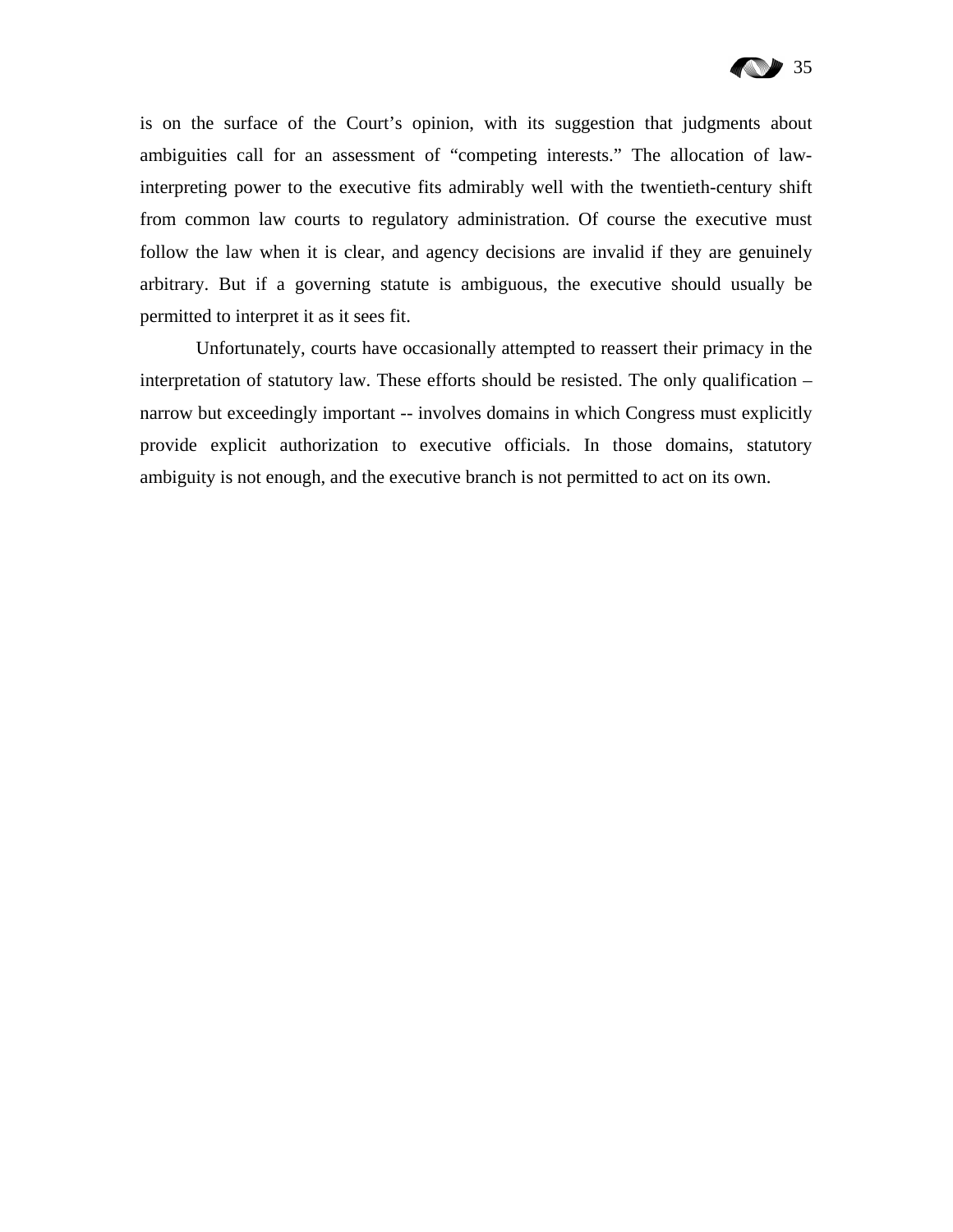is on the surface of the Court's opinion, with its suggestion that judgments about ambiguities call for an assessment of "competing interests." The allocation of law-interpreting power to the executive fits admirably well with the twentieth-century shift from common law courts to regulatory administration. Of course the executive must follow the law when it is clear, and agency decisions are invalid if they are genuinely arbitrary. But if a governing statute is ambiguous, the executive should usually be permitted to interpret it as it sees fit.

Unfortunately, courts have occasionally attempted to reassert their primacy in the interpretation of statutory law. These efforts should be resisted. The only qualification – narrow but exceedingly important -- involves domains in which Congress must explicitly provide explicit authorization to executive officials. In those domains, statutory ambiguity is not enough, and the executive branch is not permitted to act on its own.